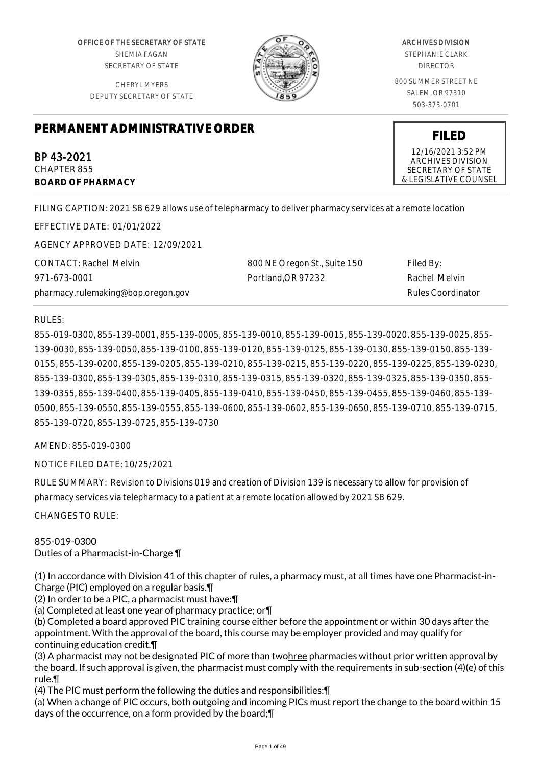OFFICE OF THE SECRETARY OF STATE
SHEMIA FAGAN
SECRETARY OF STATE

CHERYL MYERS
DEPUTY SECRETARY OF STATE

ARCHIVES DIVISION
STEPHANIE CLARK
DIRECTOR

800 SUMMER STREET NE
SALEM, OR 97310
503-373-0701

# PERMANENT ADMINISTRATIVE ORDER

**FILED**
12/16/2021 3:52 PM
ARCHIVES DIVISION
SECRETARY OF STATE
& LEGISLATIVE COUNSEL

## BP 43-2021
CHAPTER 855
**BOARD OF PHARMACY**

FILING CAPTION: 2021 SB 629 allows use of telepharmacy to deliver pharmacy services at a remote location

EFFECTIVE DATE: 01/01/2022

AGENCY APPROVED DATE: 12/09/2021

CONTACT: Rachel Melvin
971-673-0001
pharmacy.rulemaking@bop.oregon.gov

800 NE Oregon St., Suite 150
Portland,OR 97232

Filed By:
Rachel Melvin
Rules Coordinator

RULES:

855-019-0300, 855-139-0001, 855-139-0005, 855-139-0010, 855-139-0015, 855-139-0020, 855-139-0025, 855-139-0030, 855-139-0050, 855-139-0100, 855-139-0120, 855-139-0125, 855-139-0130, 855-139-0150, 855-139-0155, 855-139-0200, 855-139-0205, 855-139-0210, 855-139-0215, 855-139-0220, 855-139-0225, 855-139-0230, 855-139-0300, 855-139-0305, 855-139-0310, 855-139-0315, 855-139-0320, 855-139-0325, 855-139-0350, 855-139-0355, 855-139-0400, 855-139-0405, 855-139-0410, 855-139-0450, 855-139-0455, 855-139-0460, 855-139-0500, 855-139-0550, 855-139-0555, 855-139-0600, 855-139-0602, 855-139-0650, 855-139-0710, 855-139-0715, 855-139-0720, 855-139-0725, 855-139-0730

AMEND: 855-019-0300

NOTICE FILED DATE: 10/25/2021

RULE SUMMARY: Revision to Divisions 019 and creation of Division 139 is necessary to allow for provision of pharmacy services via telepharmacy to a patient at a remote location allowed by 2021 SB 629.

CHANGES TO RULE:

855-019-0300
Duties of a Pharmacist-in-Charge ¶

(1) In accordance with Division 41 of this chapter of rules, a pharmacy must, at all times have one Pharmacist-in-Charge (PIC) employed on a regular basis.¶
(2) In order to be a PIC, a pharmacist must have:¶
(a) Completed at least one year of pharmacy practice; or¶
(b) Completed a board approved PIC training course either before the appointment or within 30 days after the appointment. With the approval of the board, this course may be employer provided and may qualify for continuing education credit.¶
(3) A pharmacist may not be designated PIC of more than ~~two~~three pharmacies without prior written approval by the board. If such approval is given, the pharmacist must comply with the requirements in sub-section (4)(e) of this rule.¶
(4) The PIC must perform the following the duties and responsibilities:¶
(a) When a change of PIC occurs, both outgoing and incoming PICs must report the change to the board within 15 days of the occurrence, on a form provided by the board;¶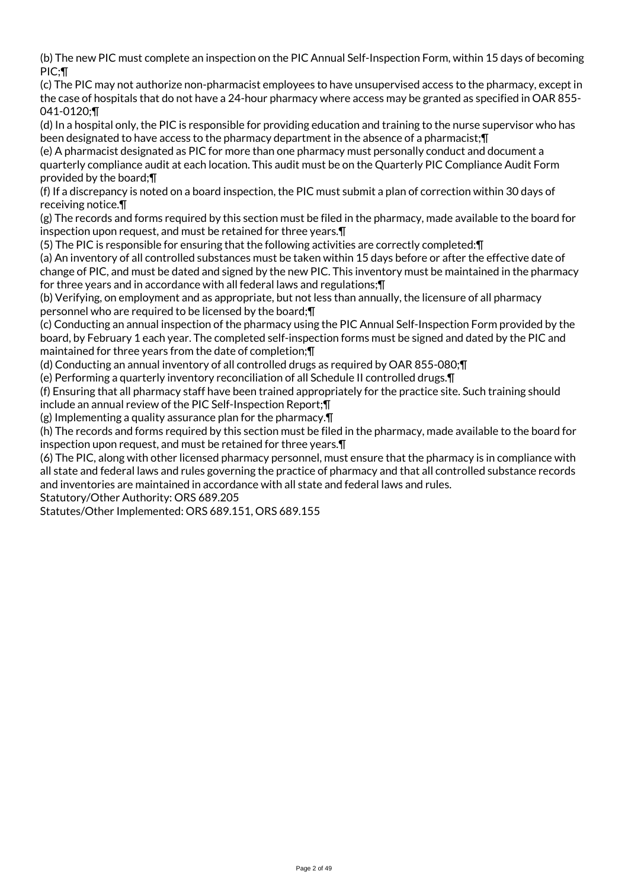(b) The new PIC must complete an inspection on the PIC Annual Self-Inspection Form, within 15 days of becoming PIC;¶

(c) The PIC may not authorize non-pharmacist employees to have unsupervised access to the pharmacy, except in the case of hospitals that do not have a 24-hour pharmacy where access may be granted as specified in OAR 855-041-0120;¶

(d) In a hospital only, the PIC is responsible for providing education and training to the nurse supervisor who has been designated to have access to the pharmacy department in the absence of a pharmacist;¶

(e) A pharmacist designated as PIC for more than one pharmacy must personally conduct and document a quarterly compliance audit at each location. This audit must be on the Quarterly PIC Compliance Audit Form provided by the board;¶

(f) If a discrepancy is noted on a board inspection, the PIC must submit a plan of correction within 30 days of receiving notice.¶

(g) The records and forms required by this section must be filed in the pharmacy, made available to the board for inspection upon request, and must be retained for three years.¶

(5) The PIC is responsible for ensuring that the following activities are correctly completed:¶

(a) An inventory of all controlled substances must be taken within 15 days before or after the effective date of change of PIC, and must be dated and signed by the new PIC. This inventory must be maintained in the pharmacy for three years and in accordance with all federal laws and regulations;¶

(b) Verifying, on employment and as appropriate, but not less than annually, the licensure of all pharmacy personnel who are required to be licensed by the board;¶

(c) Conducting an annual inspection of the pharmacy using the PIC Annual Self-Inspection Form provided by the board, by February 1 each year. The completed self-inspection forms must be signed and dated by the PIC and maintained for three years from the date of completion;¶

(d) Conducting an annual inventory of all controlled drugs as required by OAR 855-080;¶

(e) Performing a quarterly inventory reconciliation of all Schedule II controlled drugs.¶

(f) Ensuring that all pharmacy staff have been trained appropriately for the practice site. Such training should include an annual review of the PIC Self-Inspection Report;¶

(g) Implementing a quality assurance plan for the pharmacy.¶

(h) The records and forms required by this section must be filed in the pharmacy, made available to the board for inspection upon request, and must be retained for three years.¶

(6) The PIC, along with other licensed pharmacy personnel, must ensure that the pharmacy is in compliance with all state and federal laws and rules governing the practice of pharmacy and that all controlled substance records and inventories are maintained in accordance with all state and federal laws and rules.

Statutory/Other Authority: ORS 689.205

Statutes/Other Implemented: ORS 689.151, ORS 689.155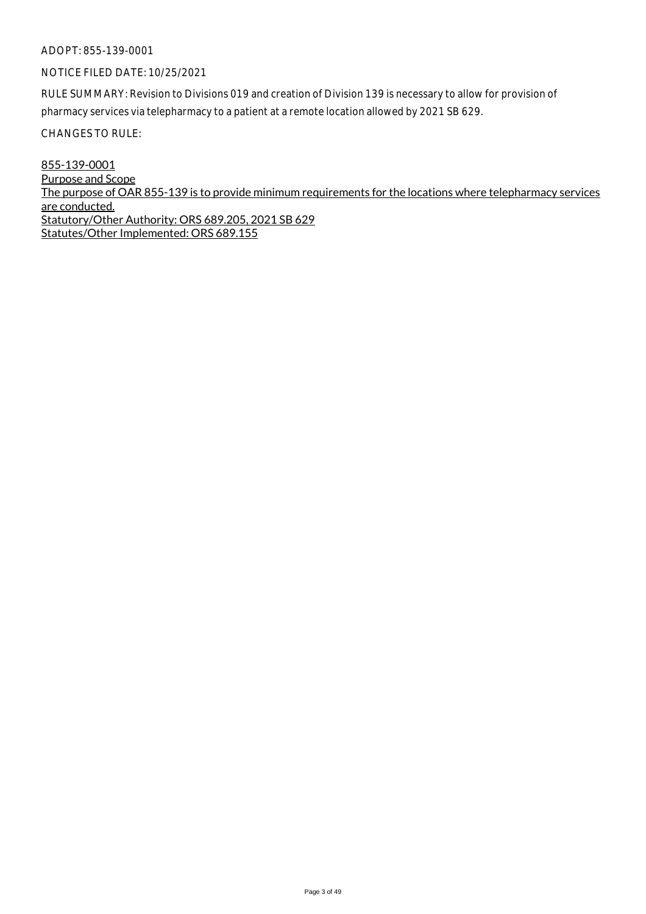ADOPT: 855-139-0001

NOTICE FILED DATE: 10/25/2021

RULE SUMMARY: Revision to Divisions 019 and creation of Division 139 is necessary to allow for provision of pharmacy services via telepharmacy to a patient at a remote location allowed by 2021 SB 629.

CHANGES TO RULE:

855-139-0001
Purpose and Scope
The purpose of OAR 855-139 is to provide minimum requirements for the locations where telepharmacy services are conducted.
Statutory/Other Authority: ORS 689.205, 2021 SB 629
Statutes/Other Implemented: ORS 689.155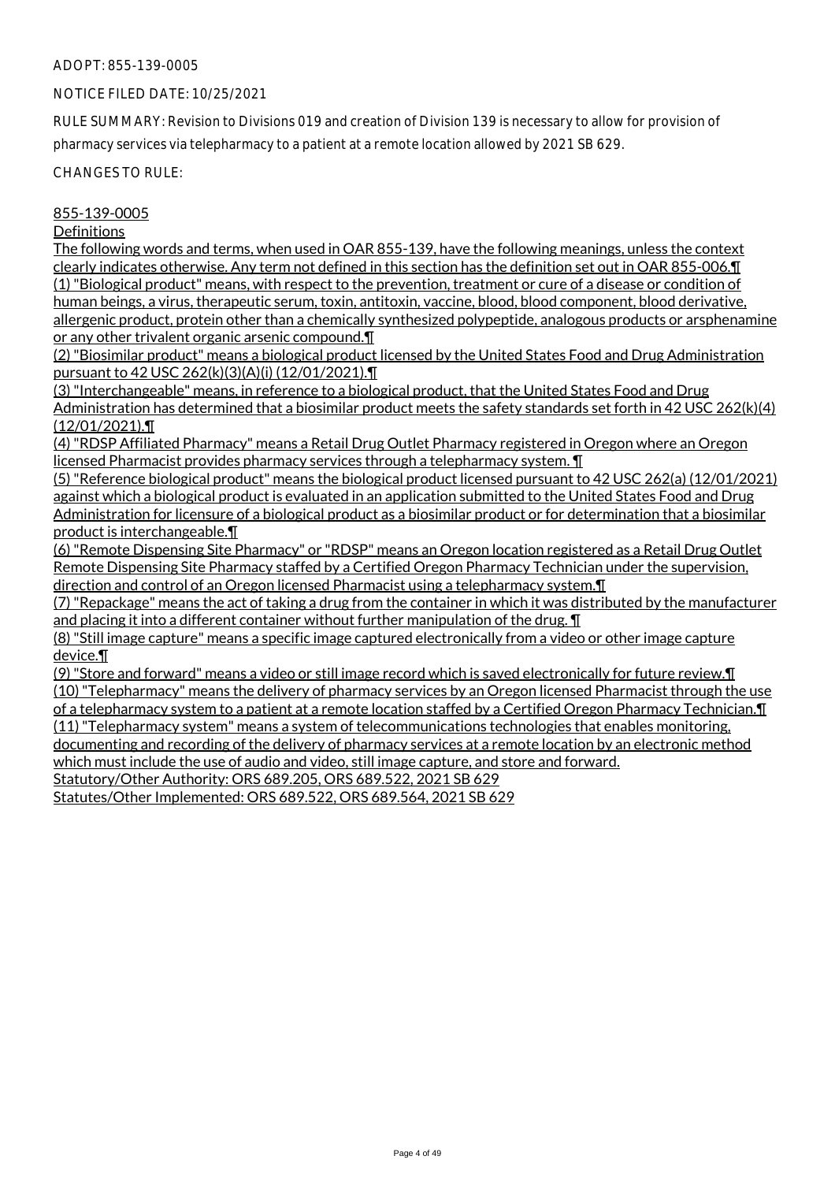ADOPT: 855-139-0005

NOTICE FILED DATE: 10/25/2021

RULE SUMMARY: Revision to Divisions 019 and creation of Division 139 is necessary to allow for provision of pharmacy services via telepharmacy to a patient at a remote location allowed by 2021 SB 629.

CHANGES TO RULE:

855-139-0005

Definitions

The following words and terms, when used in OAR 855-139, have the following meanings, unless the context clearly indicates otherwise. Any term not defined in this section has the definition set out in OAR 855-006.¶
(1) "Biological product" means, with respect to the prevention, treatment or cure of a disease or condition of human beings, a virus, therapeutic serum, toxin, antitoxin, vaccine, blood, blood component, blood derivative, allergenic product, protein other than a chemically synthesized polypeptide, analogous products or arsphenamine or any other trivalent organic arsenic compound.¶
(2) "Biosimilar product" means a biological product licensed by the United States Food and Drug Administration pursuant to 42 USC 262(k)(3)(A)(i) (12/01/2021).¶
(3) "Interchangeable" means, in reference to a biological product, that the United States Food and Drug Administration has determined that a biosimilar product meets the safety standards set forth in 42 USC 262(k)(4) (12/01/2021).¶
(4) "RDSP Affiliated Pharmacy" means a Retail Drug Outlet Pharmacy registered in Oregon where an Oregon licensed Pharmacist provides pharmacy services through a telepharmacy system. ¶
(5) "Reference biological product" means the biological product licensed pursuant to 42 USC 262(a) (12/01/2021) against which a biological product is evaluated in an application submitted to the United States Food and Drug Administration for licensure of a biological product as a biosimilar product or for determination that a biosimilar product is interchangeable.¶
(6) "Remote Dispensing Site Pharmacy" or "RDSP" means an Oregon location registered as a Retail Drug Outlet Remote Dispensing Site Pharmacy staffed by a Certified Oregon Pharmacy Technician under the supervision, direction and control of an Oregon licensed Pharmacist using a telepharmacy system.¶
(7) "Repackage" means the act of taking a drug from the container in which it was distributed by the manufacturer and placing it into a different container without further manipulation of the drug. ¶
(8) "Still image capture" means a specific image captured electronically from a video or other image capture device.¶
(9) "Store and forward" means a video or still image record which is saved electronically for future review.¶
(10) "Telepharmacy" means the delivery of pharmacy services by an Oregon licensed Pharmacist through the use of a telepharmacy system to a patient at a remote location staffed by a Certified Oregon Pharmacy Technician.¶
(11) "Telepharmacy system" means a system of telecommunications technologies that enables monitoring, documenting and recording of the delivery of pharmacy services at a remote location by an electronic method which must include the use of audio and video, still image capture, and store and forward.

Statutory/Other Authority: ORS 689.205, ORS 689.522, 2021 SB 629

Statutes/Other Implemented: ORS 689.522, ORS 689.564, 2021 SB 629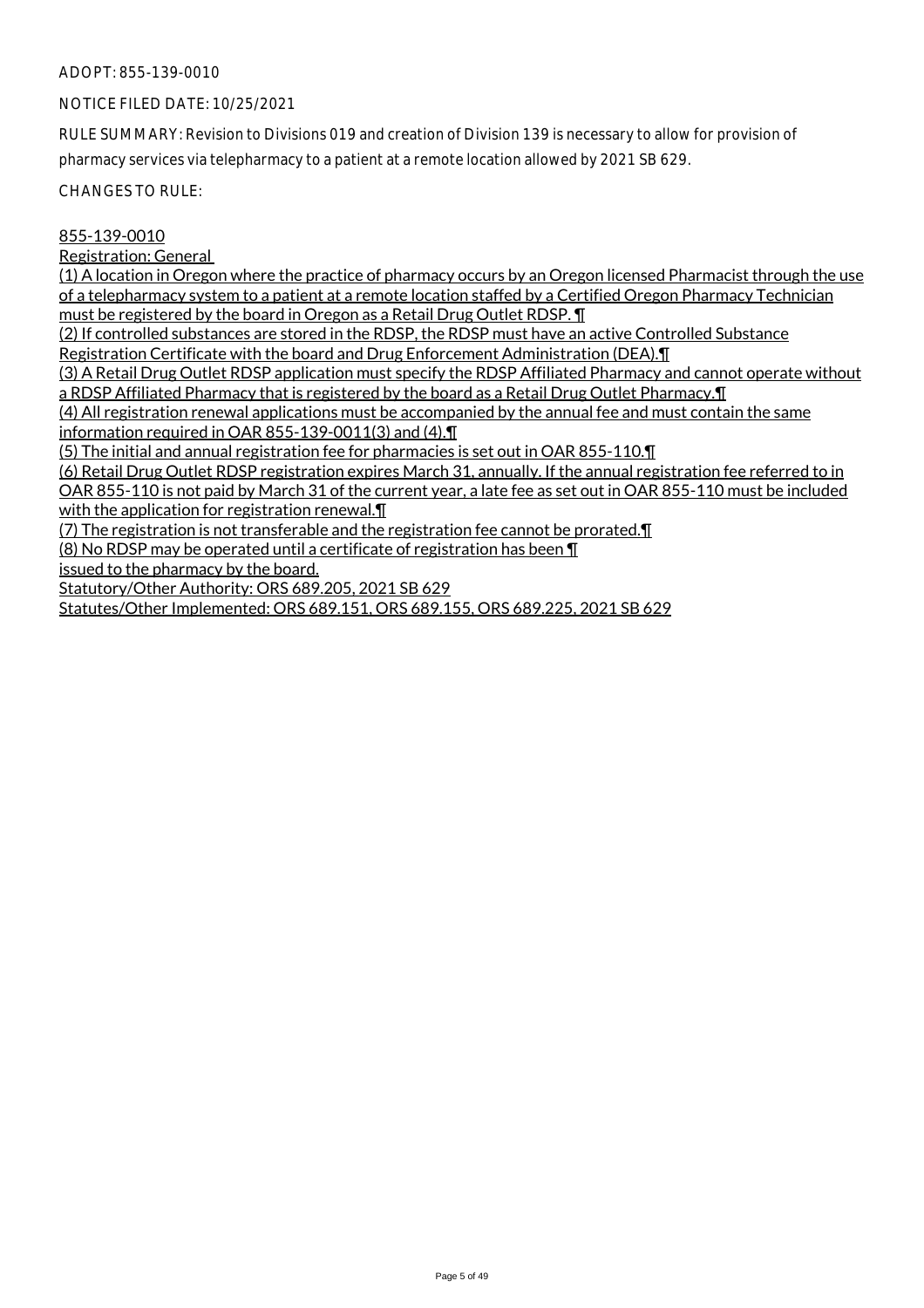ADOPT: 855-139-0010

NOTICE FILED DATE: 10/25/2021

RULE SUMMARY: Revision to Divisions 019 and creation of Division 139 is necessary to allow for provision of pharmacy services via telepharmacy to a patient at a remote location allowed by 2021 SB 629.

CHANGES TO RULE:

855-139-0010
Registration: General
(1) A location in Oregon where the practice of pharmacy occurs by an Oregon licensed Pharmacist through the use of a telepharmacy system to a patient at a remote location staffed by a Certified Oregon Pharmacy Technician must be registered by the board in Oregon as a Retail Drug Outlet RDSP. ¶
(2) If controlled substances are stored in the RDSP, the RDSP must have an active Controlled Substance Registration Certificate with the board and Drug Enforcement Administration (DEA).¶
(3) A Retail Drug Outlet RDSP application must specify the RDSP Affiliated Pharmacy and cannot operate without a RDSP Affiliated Pharmacy that is registered by the board as a Retail Drug Outlet Pharmacy.¶
(4) All registration renewal applications must be accompanied by the annual fee and must contain the same information required in OAR 855-139-0011(3) and (4).¶
(5) The initial and annual registration fee for pharmacies is set out in OAR 855-110.¶
(6) Retail Drug Outlet RDSP registration expires March 31, annually. If the annual registration fee referred to in OAR 855-110 is not paid by March 31 of the current year, a late fee as set out in OAR 855-110 must be included with the application for registration renewal.¶
(7) The registration is not transferable and the registration fee cannot be prorated.¶
(8) No RDSP may be operated until a certificate of registration has been ¶
issued to the pharmacy by the board.
Statutory/Other Authority: ORS 689.205, 2021 SB 629
Statutes/Other Implemented: ORS 689.151, ORS 689.155, ORS 689.225, 2021 SB 629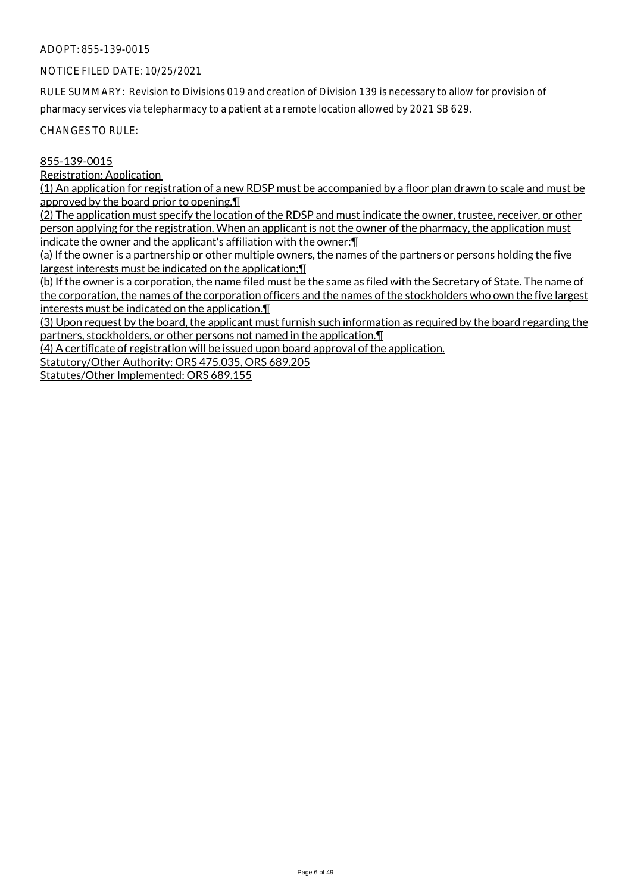ADOPT: 855-139-0015

NOTICE FILED DATE: 10/25/2021

RULE SUMMARY: Revision to Divisions 019 and creation of Division 139 is necessary to allow for provision of pharmacy services via telepharmacy to a patient at a remote location allowed by 2021 SB 629.

CHANGES TO RULE:

855-139-0015

Registration: Application

(1) An application for registration of a new RDSP must be accompanied by a floor plan drawn to scale and must be approved by the board prior to opening.¶

(2) The application must specify the location of the RDSP and must indicate the owner, trustee, receiver, or other person applying for the registration. When an applicant is not the owner of the pharmacy, the application must indicate the owner and the applicant's affiliation with the owner:¶

(a) If the owner is a partnership or other multiple owners, the names of the partners or persons holding the five largest interests must be indicated on the application;¶

(b) If the owner is a corporation, the name filed must be the same as filed with the Secretary of State. The name of the corporation, the names of the corporation officers and the names of the stockholders who own the five largest interests must be indicated on the application.¶

(3) Upon request by the board, the applicant must furnish such information as required by the board regarding the partners, stockholders, or other persons not named in the application.¶

(4) A certificate of registration will be issued upon board approval of the application.

Statutory/Other Authority: ORS 475.035, ORS 689.205

Statutes/Other Implemented: ORS 689.155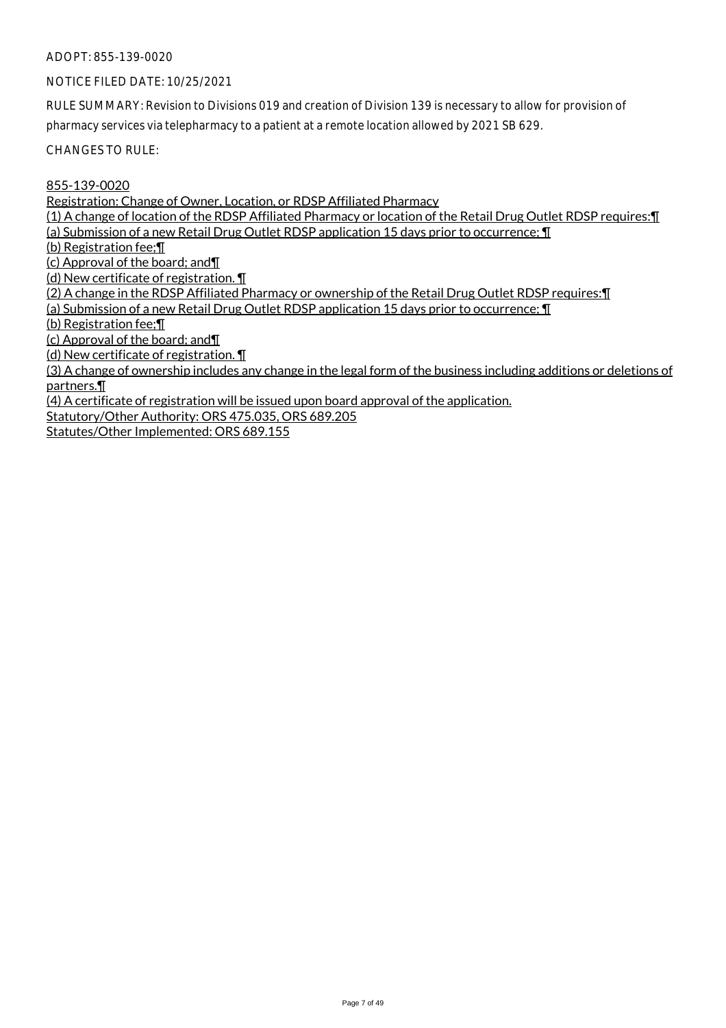ADOPT: 855-139-0020

NOTICE FILED DATE: 10/25/2021

RULE SUMMARY: Revision to Divisions 019 and creation of Division 139 is necessary to allow for provision of pharmacy services via telepharmacy to a patient at a remote location allowed by 2021 SB 629.

CHANGES TO RULE:

855-139-0020

Registration: Change of Owner, Location, or RDSP Affiliated Pharmacy

(1) A change of location of the RDSP Affiliated Pharmacy or location of the Retail Drug Outlet RDSP requires:¶

(a) Submission of a new Retail Drug Outlet RDSP application 15 days prior to occurrence; ¶

(b) Registration fee;¶

(c) Approval of the board; and¶

(d) New certificate of registration. ¶

(2) A change in the RDSP Affiliated Pharmacy or ownership of the Retail Drug Outlet RDSP requires:¶

(a) Submission of a new Retail Drug Outlet RDSP application 15 days prior to occurrence; ¶

(b) Registration fee;¶

(c) Approval of the board; and¶

(d) New certificate of registration. ¶

(3) A change of ownership includes any change in the legal form of the business including additions or deletions of partners.¶

(4) A certificate of registration will be issued upon board approval of the application.

Statutory/Other Authority: ORS 475.035, ORS 689.205

Statutes/Other Implemented: ORS 689.155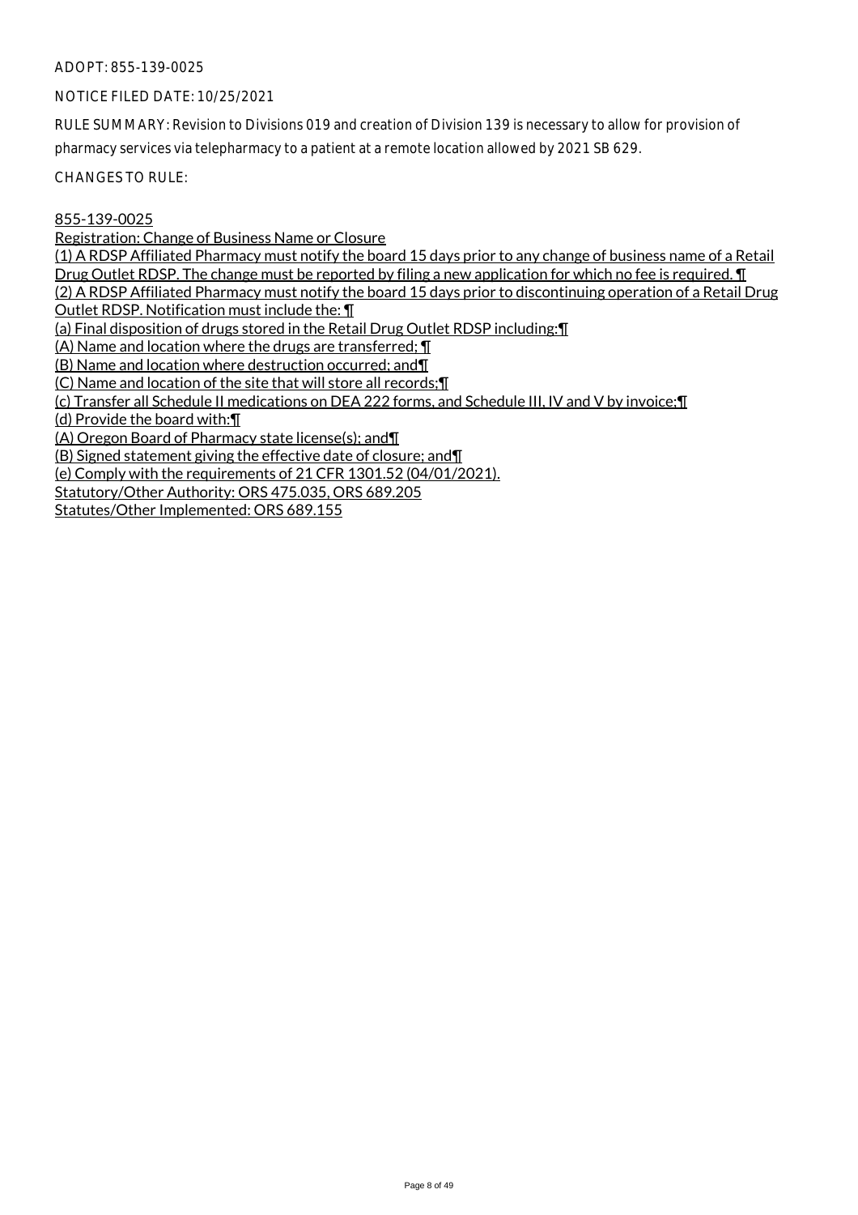ADOPT: 855-139-0025

NOTICE FILED DATE: 10/25/2021

RULE SUMMARY: Revision to Divisions 019 and creation of Division 139 is necessary to allow for provision of pharmacy services via telepharmacy to a patient at a remote location allowed by 2021 SB 629.

CHANGES TO RULE:

855-139-0025
Registration: Change of Business Name or Closure
(1) A RDSP Affiliated Pharmacy must notify the board 15 days prior to any change of business name of a Retail Drug Outlet RDSP. The change must be reported by filing a new application for which no fee is required. ¶
(2) A RDSP Affiliated Pharmacy must notify the board 15 days prior to discontinuing operation of a Retail Drug Outlet RDSP. Notification must include the: ¶
(a) Final disposition of drugs stored in the Retail Drug Outlet RDSP including:¶
(A) Name and location where the drugs are transferred; ¶
(B) Name and location where destruction occurred; and¶
(C) Name and location of the site that will store all records;¶
(c) Transfer all Schedule II medications on DEA 222 forms, and Schedule III, IV and V by invoice;¶
(d) Provide the board with:¶
(A) Oregon Board of Pharmacy state license(s); and¶
(B) Signed statement giving the effective date of closure; and¶
(e) Comply with the requirements of 21 CFR 1301.52 (04/01/2021).
Statutory/Other Authority: ORS 475.035, ORS 689.205
Statutes/Other Implemented: ORS 689.155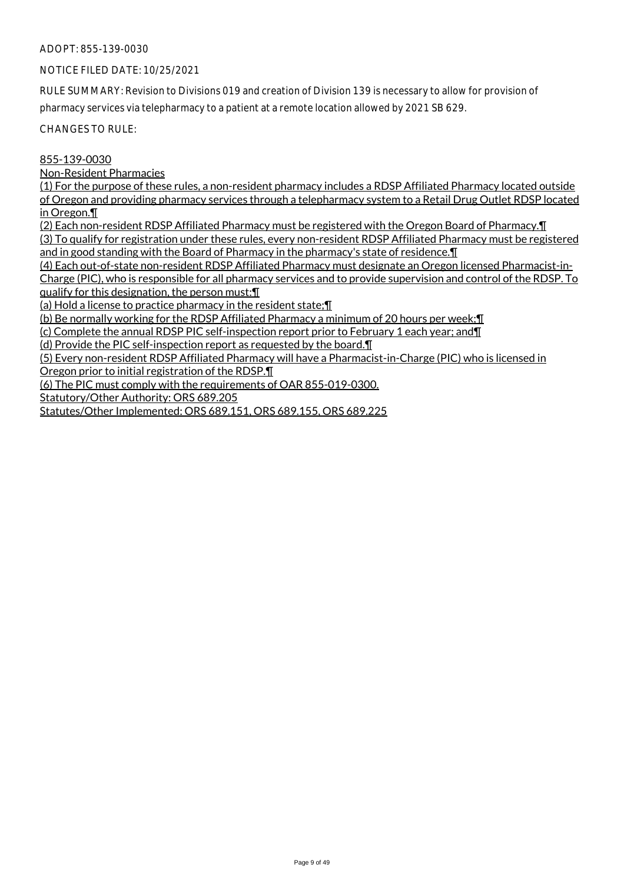ADOPT: 855-139-0030

NOTICE FILED DATE: 10/25/2021

RULE SUMMARY: Revision to Divisions 019 and creation of Division 139 is necessary to allow for provision of pharmacy services via telepharmacy to a patient at a remote location allowed by 2021 SB 629.

CHANGES TO RULE:

855-139-0030
Non-Resident Pharmacies
(1) For the purpose of these rules, a non-resident pharmacy includes a RDSP Affiliated Pharmacy located outside of Oregon and providing pharmacy services through a telepharmacy system to a Retail Drug Outlet RDSP located in Oregon.¶
(2) Each non-resident RDSP Affiliated Pharmacy must be registered with the Oregon Board of Pharmacy.¶
(3) To qualify for registration under these rules, every non-resident RDSP Affiliated Pharmacy must be registered and in good standing with the Board of Pharmacy in the pharmacy's state of residence.¶
(4) Each out-of-state non-resident RDSP Affiliated Pharmacy must designate an Oregon licensed Pharmacist-in-Charge (PIC), who is responsible for all pharmacy services and to provide supervision and control of the RDSP. To qualify for this designation, the person must:¶
(a) Hold a license to practice pharmacy in the resident state;¶
(b) Be normally working for the RDSP Affiliated Pharmacy a minimum of 20 hours per week;¶
(c) Complete the annual RDSP PIC self-inspection report prior to February 1 each year; and¶
(d) Provide the PIC self-inspection report as requested by the board.¶
(5) Every non-resident RDSP Affiliated Pharmacy will have a Pharmacist-in-Charge (PIC) who is licensed in Oregon prior to initial registration of the RDSP.¶
(6) The PIC must comply with the requirements of OAR 855-019-0300.
Statutory/Other Authority: ORS 689.205
Statutes/Other Implemented: ORS 689.151, ORS 689.155, ORS 689.225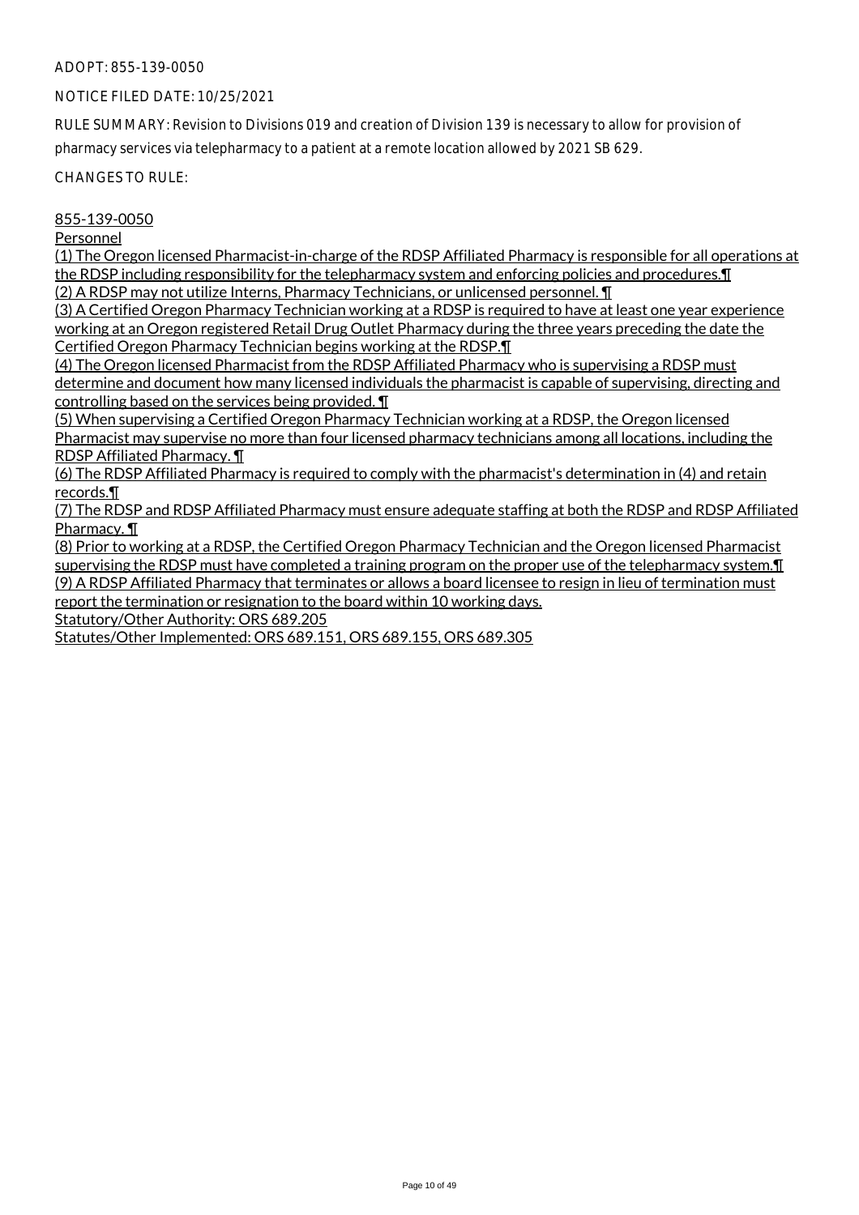ADOPT: 855-139-0050

NOTICE FILED DATE: 10/25/2021

RULE SUMMARY: Revision to Divisions 019 and creation of Division 139 is necessary to allow for provision of pharmacy services via telepharmacy to a patient at a remote location allowed by 2021 SB 629.

CHANGES TO RULE:

855-139-0050

Personnel

(1) The Oregon licensed Pharmacist-in-charge of the RDSP Affiliated Pharmacy is responsible for all operations at the RDSP including responsibility for the telepharmacy system and enforcing policies and procedures.¶

(2) A RDSP may not utilize Interns, Pharmacy Technicians, or unlicensed personnel. ¶

(3) A Certified Oregon Pharmacy Technician working at a RDSP is required to have at least one year experience working at an Oregon registered Retail Drug Outlet Pharmacy during the three years preceding the date the Certified Oregon Pharmacy Technician begins working at the RDSP.¶

(4) The Oregon licensed Pharmacist from the RDSP Affiliated Pharmacy who is supervising a RDSP must determine and document how many licensed individuals the pharmacist is capable of supervising, directing and controlling based on the services being provided. ¶

(5) When supervising a Certified Oregon Pharmacy Technician working at a RDSP, the Oregon licensed Pharmacist may supervise no more than four licensed pharmacy technicians among all locations, including the RDSP Affiliated Pharmacy. ¶

(6) The RDSP Affiliated Pharmacy is required to comply with the pharmacist's determination in (4) and retain records.¶

(7) The RDSP and RDSP Affiliated Pharmacy must ensure adequate staffing at both the RDSP and RDSP Affiliated Pharmacy. ¶

(8) Prior to working at a RDSP, the Certified Oregon Pharmacy Technician and the Oregon licensed Pharmacist supervising the RDSP must have completed a training program on the proper use of the telepharmacy system.¶

(9) A RDSP Affiliated Pharmacy that terminates or allows a board licensee to resign in lieu of termination must report the termination or resignation to the board within 10 working days.

Statutory/Other Authority: ORS 689.205

Statutes/Other Implemented: ORS 689.151, ORS 689.155, ORS 689.305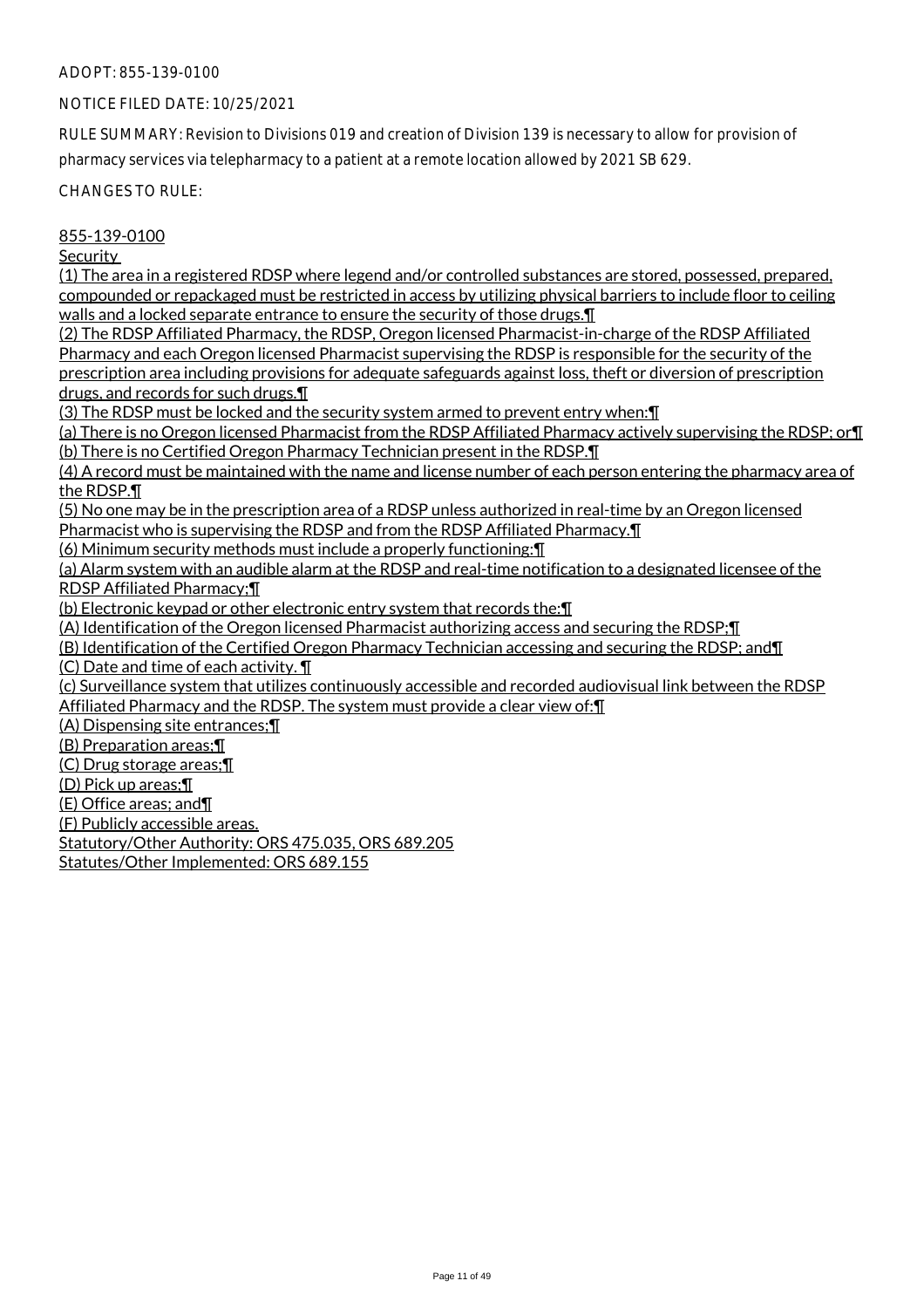ADOPT: 855-139-0100

NOTICE FILED DATE: 10/25/2021

RULE SUMMARY: Revision to Divisions 019 and creation of Division 139 is necessary to allow for provision of pharmacy services via telepharmacy to a patient at a remote location allowed by 2021 SB 629.

CHANGES TO RULE:

855-139-0100

Security

(1) The area in a registered RDSP where legend and/or controlled substances are stored, possessed, prepared, compounded or repackaged must be restricted in access by utilizing physical barriers to include floor to ceiling walls and a locked separate entrance to ensure the security of those drugs.¶

(2) The RDSP Affiliated Pharmacy, the RDSP, Oregon licensed Pharmacist-in-charge of the RDSP Affiliated Pharmacy and each Oregon licensed Pharmacist supervising the RDSP is responsible for the security of the prescription area including provisions for adequate safeguards against loss, theft or diversion of prescription drugs, and records for such drugs.¶

(3) The RDSP must be locked and the security system armed to prevent entry when:¶

(a) There is no Oregon licensed Pharmacist from the RDSP Affiliated Pharmacy actively supervising the RDSP; or¶

(b) There is no Certified Oregon Pharmacy Technician present in the RDSP.¶

(4) A record must be maintained with the name and license number of each person entering the pharmacy area of the RDSP.¶

(5) No one may be in the prescription area of a RDSP unless authorized in real-time by an Oregon licensed Pharmacist who is supervising the RDSP and from the RDSP Affiliated Pharmacy.¶

(6) Minimum security methods must include a properly functioning:¶

(a) Alarm system with an audible alarm at the RDSP and real-time notification to a designated licensee of the RDSP Affiliated Pharmacy;¶

(b) Electronic keypad or other electronic entry system that records the:¶

(A) Identification of the Oregon licensed Pharmacist authorizing access and securing the RDSP;¶

(B) Identification of the Certified Oregon Pharmacy Technician accessing and securing the RDSP; and¶

(C) Date and time of each activity. ¶

(c) Surveillance system that utilizes continuously accessible and recorded audiovisual link between the RDSP Affiliated Pharmacy and the RDSP. The system must provide a clear view of:¶

(A) Dispensing site entrances;¶

(B) Preparation areas;¶

(C) Drug storage areas;¶

(D) Pick up areas;¶

(E) Office areas; and¶

(F) Publicly accessible areas.

Statutory/Other Authority: ORS 475.035, ORS 689.205

Statutes/Other Implemented: ORS 689.155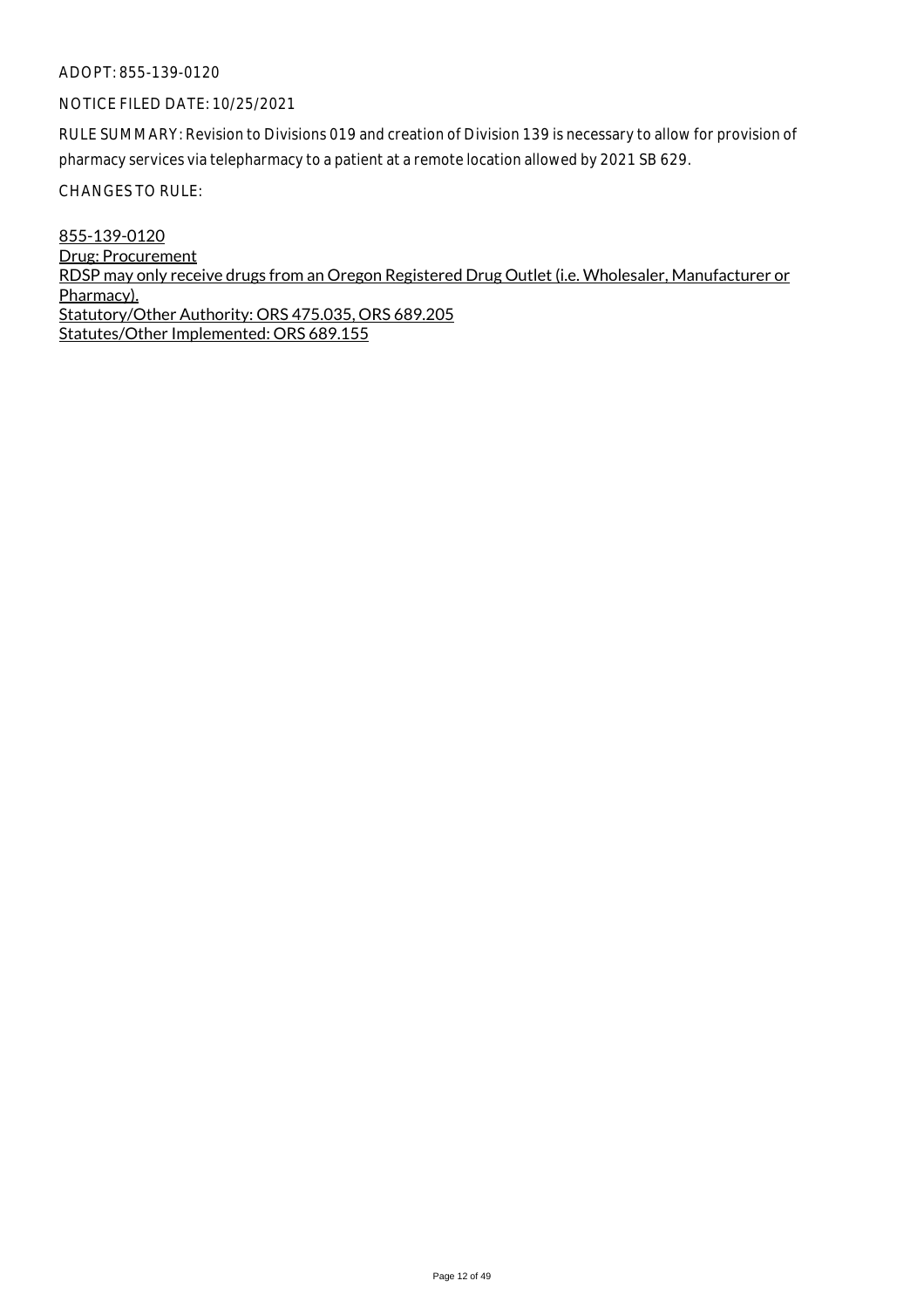ADOPT: 855-139-0120

NOTICE FILED DATE: 10/25/2021

RULE SUMMARY: Revision to Divisions 019 and creation of Division 139 is necessary to allow for provision of pharmacy services via telepharmacy to a patient at a remote location allowed by 2021 SB 629.

CHANGES TO RULE:

<u>855-139-0120</u>
<u>Drug: Procurement</u>
<u>RDSP may only receive drugs from an Oregon Registered Drug Outlet (i.e. Wholesaler, Manufacturer or Pharmacy).</u>
<u>Statutory/Other Authority: ORS 475.035, ORS 689.205</u>
<u>Statutes/Other Implemented: ORS 689.155</u>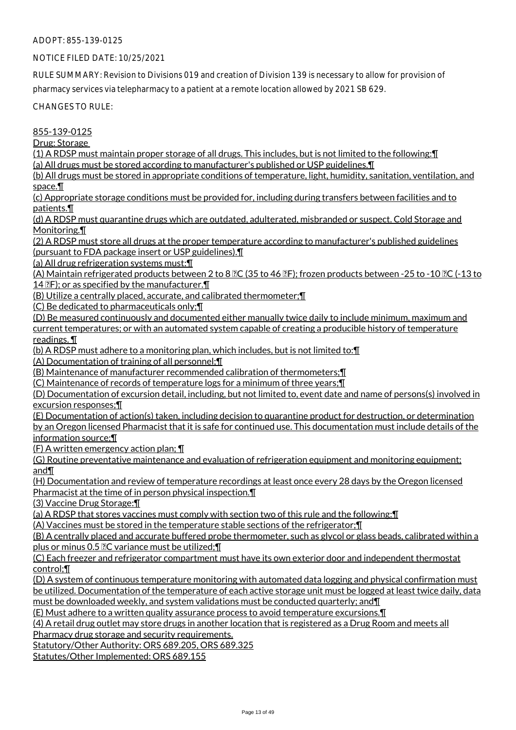ADOPT: 855-139-0125

NOTICE FILED DATE: 10/25/2021

RULE SUMMARY: Revision to Divisions 019 and creation of Division 139 is necessary to allow for provision of pharmacy services via telepharmacy to a patient at a remote location allowed by 2021 SB 629.

CHANGES TO RULE:

855-139-0125

Drug: Storage

(1) A RDSP must maintain proper storage of all drugs. This includes, but is not limited to the following:¶

(a) All drugs must be stored according to manufacturer's published or USP guidelines.¶

(b) All drugs must be stored in appropriate conditions of temperature, light, humidity, sanitation, ventilation, and space.¶

(c) Appropriate storage conditions must be provided for, including during transfers between facilities and to patients.¶

(d) A RDSP must quarantine drugs which are outdated, adulterated, misbranded or suspect. Cold Storage and Monitoring.¶

(2) A RDSP must store all drugs at the proper temperature according to manufacturer's published guidelines (pursuant to FDA package insert or USP guidelines).¶

(a) All drug refrigeration systems must:¶

(A) Maintain refrigerated products between 2 to 8 ºC (35 to 46 ºF); frozen products between -25 to -10 ºC (-13 to 14 ºF); or as specified by the manufacturer.¶

(B) Utilize a centrally placed, accurate, and calibrated thermometer;¶

(C) Be dedicated to pharmaceuticals only;¶

(D) Be measured continuously and documented either manually twice daily to include minimum, maximum and current temperatures; or with an automated system capable of creating a producible history of temperature readings. ¶

(b) A RDSP must adhere to a monitoring plan, which includes, but is not limited to:¶

(A) Documentation of training of all personnel;¶

(B) Maintenance of manufacturer recommended calibration of thermometers;¶

(C) Maintenance of records of temperature logs for a minimum of three years;¶

(D) Documentation of excursion detail, including, but not limited to, event date and name of persons(s) involved in excursion responses;¶

(E) Documentation of action(s) taken, including decision to quarantine product for destruction, or determination by an Oregon licensed Pharmacist that it is safe for continued use. This documentation must include details of the information source;¶

(F) A written emergency action plan; ¶

(G) Routine preventative maintenance and evaluation of refrigeration equipment and monitoring equipment; and¶

(H) Documentation and review of temperature recordings at least once every 28 days by the Oregon licensed Pharmacist at the time of in person physical inspection.¶

(3) Vaccine Drug Storage:¶

(a) A RDSP that stores vaccines must comply with section two of this rule and the following:¶

(A) Vaccines must be stored in the temperature stable sections of the refrigerator;¶

(B) A centrally placed and accurate buffered probe thermometer, such as glycol or glass beads, calibrated within a plus or minus 0.5 ºC variance must be utilized;¶

(C) Each freezer and refrigerator compartment must have its own exterior door and independent thermostat control;¶

(D) A system of continuous temperature monitoring with automated data logging and physical confirmation must be utilized. Documentation of the temperature of each active storage unit must be logged at least twice daily, data must be downloaded weekly, and system validations must be conducted quarterly; and¶

(E) Must adhere to a written quality assurance process to avoid temperature excursions.¶

(4) A retail drug outlet may store drugs in another location that is registered as a Drug Room and meets all Pharmacy drug storage and security requirements.

Statutory/Other Authority: ORS 689.205, ORS 689.325

Statutes/Other Implemented: ORS 689.155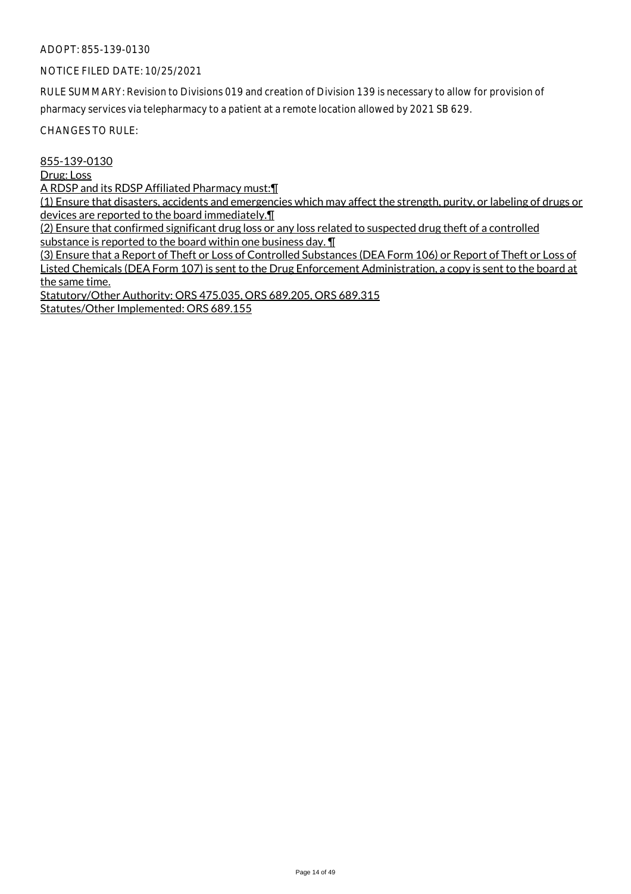ADOPT: 855-139-0130

NOTICE FILED DATE: 10/25/2021

RULE SUMMARY: Revision to Divisions 019 and creation of Division 139 is necessary to allow for provision of pharmacy services via telepharmacy to a patient at a remote location allowed by 2021 SB 629.

CHANGES TO RULE:

855-139-0130
Drug: Loss
A RDSP and its RDSP Affiliated Pharmacy must:¶
(1) Ensure that disasters, accidents and emergencies which may affect the strength, purity, or labeling of drugs or devices are reported to the board immediately.¶
(2) Ensure that confirmed significant drug loss or any loss related to suspected drug theft of a controlled substance is reported to the board within one business day. ¶
(3) Ensure that a Report of Theft or Loss of Controlled Substances (DEA Form 106) or Report of Theft or Loss of Listed Chemicals (DEA Form 107) is sent to the Drug Enforcement Administration, a copy is sent to the board at the same time.
Statutory/Other Authority: ORS 475.035, ORS 689.205, ORS 689.315
Statutes/Other Implemented: ORS 689.155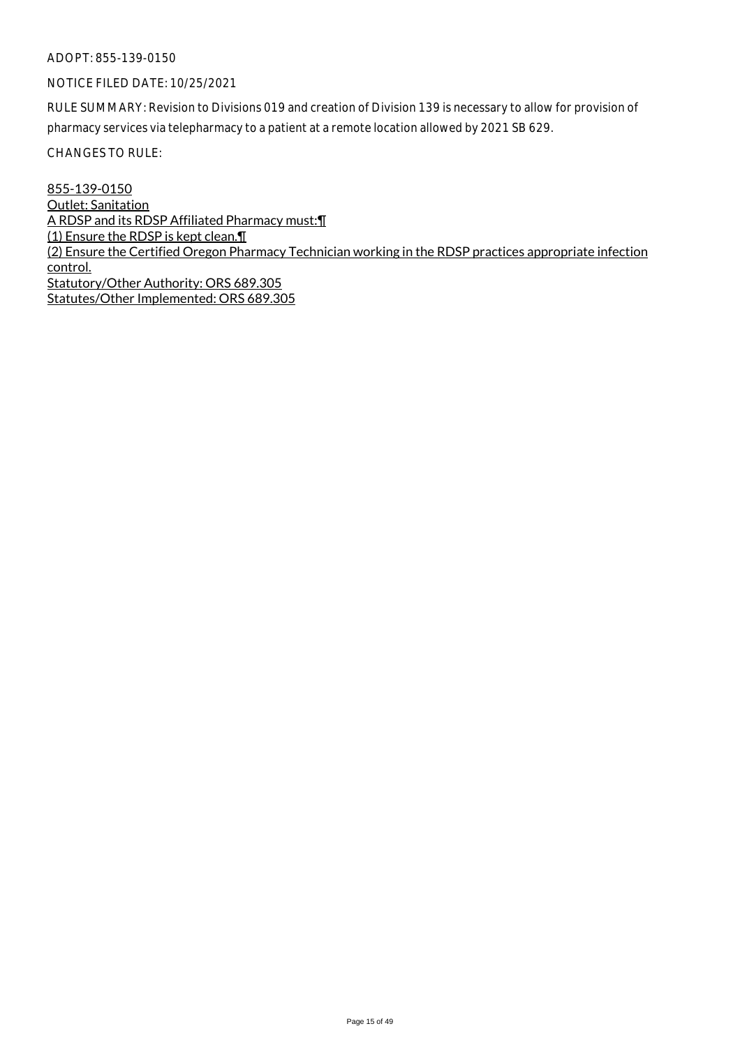ADOPT: 855-139-0150

NOTICE FILED DATE: 10/25/2021

RULE SUMMARY: Revision to Divisions 019 and creation of Division 139 is necessary to allow for provision of pharmacy services via telepharmacy to a patient at a remote location allowed by 2021 SB 629.

CHANGES TO RULE:

855-139-0150
Outlet: Sanitation
A RDSP and its RDSP Affiliated Pharmacy must:¶
(1) Ensure the RDSP is kept clean.¶
(2) Ensure the Certified Oregon Pharmacy Technician working in the RDSP practices appropriate infection control.
Statutory/Other Authority: ORS 689.305
Statutes/Other Implemented: ORS 689.305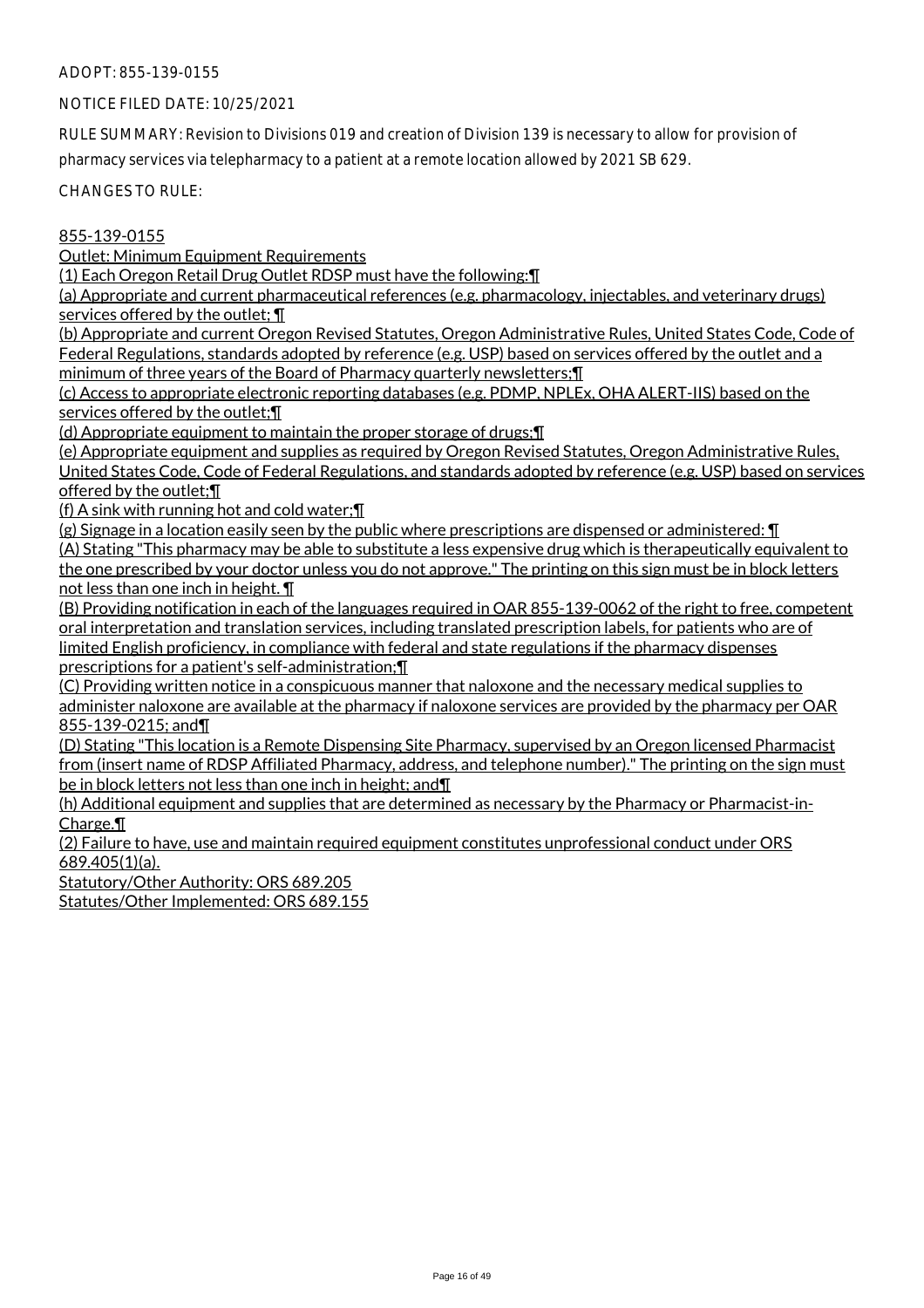ADOPT: 855-139-0155

NOTICE FILED DATE: 10/25/2021

RULE SUMMARY: Revision to Divisions 019 and creation of Division 139 is necessary to allow for provision of pharmacy services via telepharmacy to a patient at a remote location allowed by 2021 SB 629.

CHANGES TO RULE:

855-139-0155
Outlet: Minimum Equipment Requirements
(1) Each Oregon Retail Drug Outlet RDSP must have the following:¶
(a) Appropriate and current pharmaceutical references (e.g. pharmacology, injectables, and veterinary drugs) services offered by the outlet; ¶
(b) Appropriate and current Oregon Revised Statutes, Oregon Administrative Rules, United States Code, Code of Federal Regulations, standards adopted by reference (e.g. USP) based on services offered by the outlet and a minimum of three years of the Board of Pharmacy quarterly newsletters;¶
(c) Access to appropriate electronic reporting databases (e.g. PDMP, NPLEx, OHA ALERT-IIS) based on the services offered by the outlet;¶
(d) Appropriate equipment to maintain the proper storage of drugs;¶
(e) Appropriate equipment and supplies as required by Oregon Revised Statutes, Oregon Administrative Rules, United States Code, Code of Federal Regulations, and standards adopted by reference (e.g. USP) based on services offered by the outlet;¶
(f) A sink with running hot and cold water;¶
(g) Signage in a location easily seen by the public where prescriptions are dispensed or administered: ¶
(A) Stating "This pharmacy may be able to substitute a less expensive drug which is therapeutically equivalent to the one prescribed by your doctor unless you do not approve." The printing on this sign must be in block letters not less than one inch in height. ¶
(B) Providing notification in each of the languages required in OAR 855-139-0062 of the right to free, competent oral interpretation and translation services, including translated prescription labels, for patients who are of limited English proficiency, in compliance with federal and state regulations if the pharmacy dispenses prescriptions for a patient's self-administration;¶
(C) Providing written notice in a conspicuous manner that naloxone and the necessary medical supplies to administer naloxone are available at the pharmacy if naloxone services are provided by the pharmacy per OAR 855-139-0215; and¶
(D) Stating "This location is a Remote Dispensing Site Pharmacy, supervised by an Oregon licensed Pharmacist from (insert name of RDSP Affiliated Pharmacy, address, and telephone number)." The printing on the sign must be in block letters not less than one inch in height; and¶
(h) Additional equipment and supplies that are determined as necessary by the Pharmacy or Pharmacist-in-Charge.¶
(2) Failure to have, use and maintain required equipment constitutes unprofessional conduct under ORS 689.405(1)(a).
Statutory/Other Authority: ORS 689.205
Statutes/Other Implemented: ORS 689.155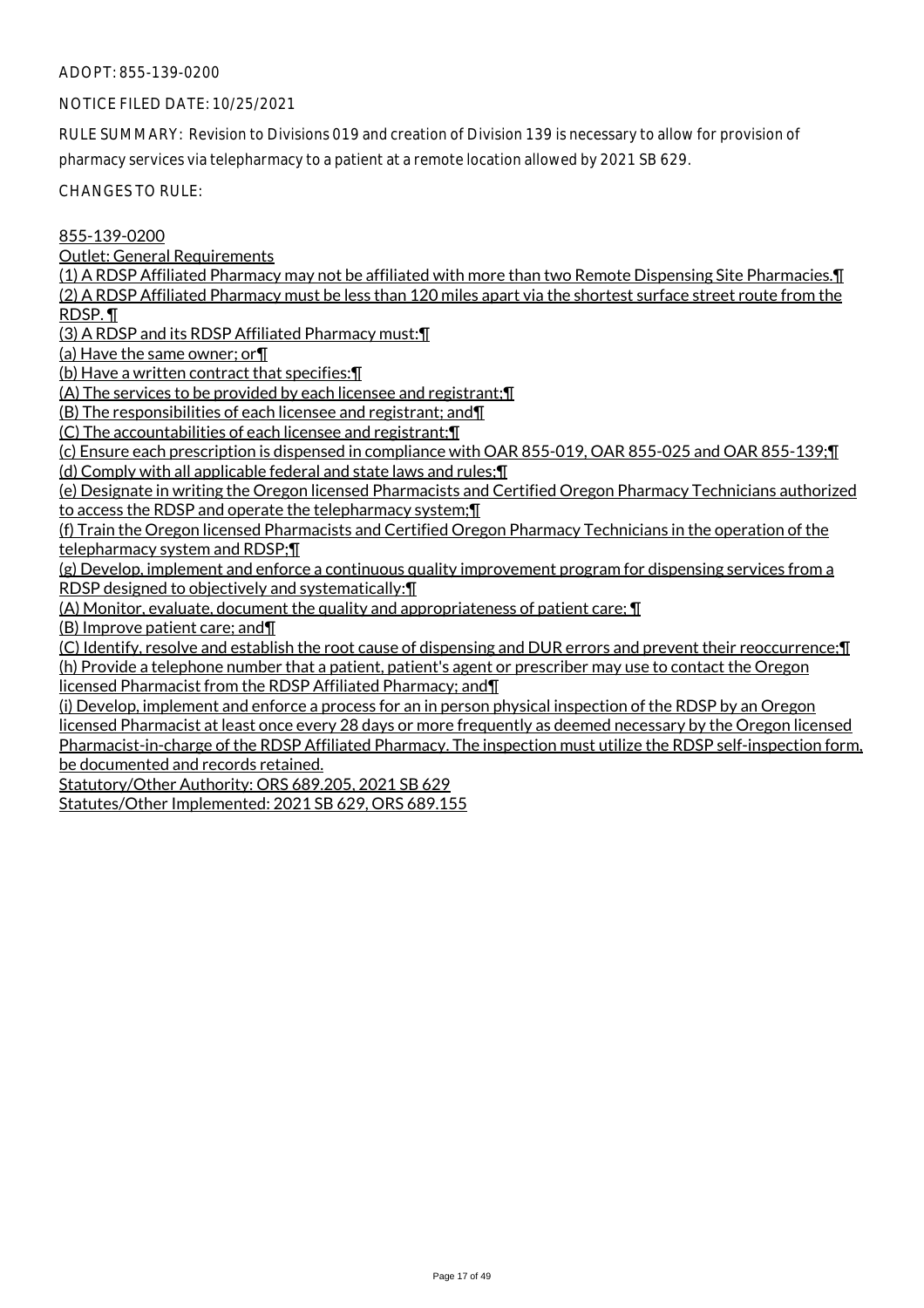ADOPT: 855-139-0200

NOTICE FILED DATE: 10/25/2021

RULE SUMMARY: Revision to Divisions 019 and creation of Division 139 is necessary to allow for provision of pharmacy services via telepharmacy to a patient at a remote location allowed by 2021 SB 629.

CHANGES TO RULE:

855-139-0200

Outlet: General Requirements

(1) A RDSP Affiliated Pharmacy may not be affiliated with more than two Remote Dispensing Site Pharmacies.¶

(2) A RDSP Affiliated Pharmacy must be less than 120 miles apart via the shortest surface street route from the RDSP. ¶

(3) A RDSP and its RDSP Affiliated Pharmacy must:¶

(a) Have the same owner; or¶

(b) Have a written contract that specifies:¶

(A) The services to be provided by each licensee and registrant;¶

(B) The responsibilities of each licensee and registrant; and¶

(C) The accountabilities of each licensee and registrant;¶

(c) Ensure each prescription is dispensed in compliance with OAR 855-019, OAR 855-025 and OAR 855-139;¶

(d) Comply with all applicable federal and state laws and rules;¶

(e) Designate in writing the Oregon licensed Pharmacists and Certified Oregon Pharmacy Technicians authorized to access the RDSP and operate the telepharmacy system;¶

(f) Train the Oregon licensed Pharmacists and Certified Oregon Pharmacy Technicians in the operation of the telepharmacy system and RDSP;¶

(g) Develop, implement and enforce a continuous quality improvement program for dispensing services from a RDSP designed to objectively and systematically:¶

(A) Monitor, evaluate, document the quality and appropriateness of patient care; ¶

(B) Improve patient care; and¶

(C) Identify, resolve and establish the root cause of dispensing and DUR errors and prevent their reoccurrence;¶

(h) Provide a telephone number that a patient, patient's agent or prescriber may use to contact the Oregon licensed Pharmacist from the RDSP Affiliated Pharmacy; and¶

(i) Develop, implement and enforce a process for an in person physical inspection of the RDSP by an Oregon licensed Pharmacist at least once every 28 days or more frequently as deemed necessary by the Oregon licensed Pharmacist-in-charge of the RDSP Affiliated Pharmacy. The inspection must utilize the RDSP self-inspection form, be documented and records retained.

Statutory/Other Authority: ORS 689.205, 2021 SB 629

Statutes/Other Implemented: 2021 SB 629, ORS 689.155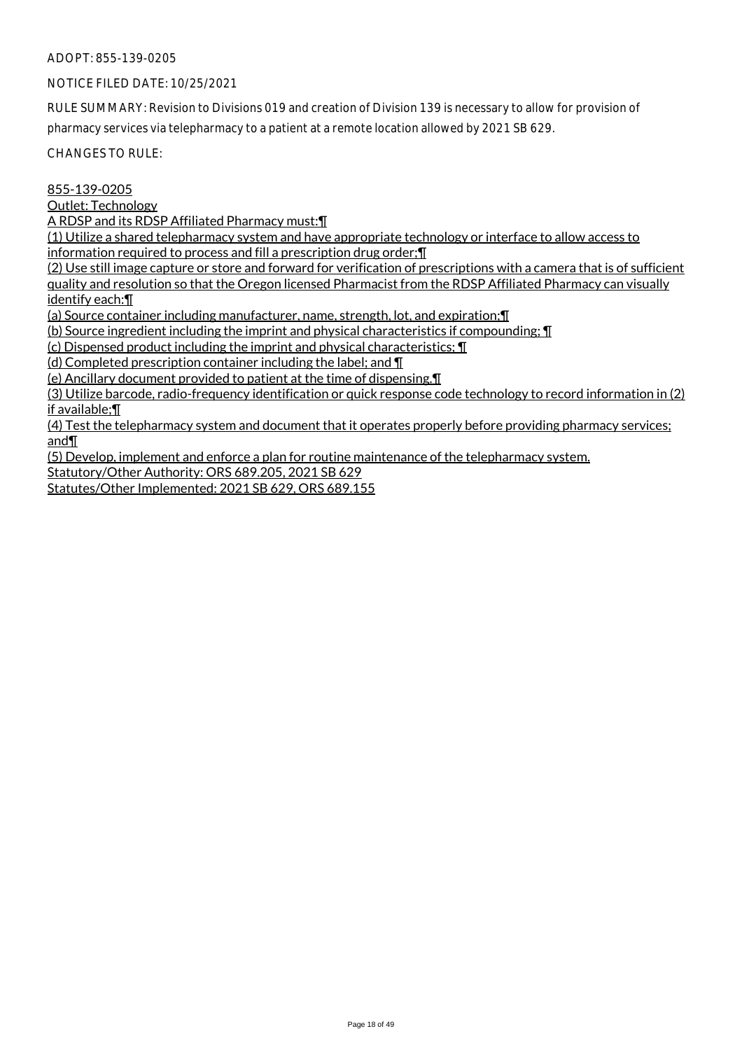ADOPT: 855-139-0205

NOTICE FILED DATE: 10/25/2021

RULE SUMMARY: Revision to Divisions 019 and creation of Division 139 is necessary to allow for provision of pharmacy services via telepharmacy to a patient at a remote location allowed by 2021 SB 629.

CHANGES TO RULE:

855-139-0205

Outlet: Technology

A RDSP and its RDSP Affiliated Pharmacy must:¶

(1) Utilize a shared telepharmacy system and have appropriate technology or interface to allow access to information required to process and fill a prescription drug order;¶

(2) Use still image capture or store and forward for verification of prescriptions with a camera that is of sufficient quality and resolution so that the Oregon licensed Pharmacist from the RDSP Affiliated Pharmacy can visually identify each:¶

(a) Source container including manufacturer, name, strength, lot, and expiration;¶

(b) Source ingredient including the imprint and physical characteristics if compounding; ¶

(c) Dispensed product including the imprint and physical characteristics; ¶

(d) Completed prescription container including the label; and ¶

(e) Ancillary document provided to patient at the time of dispensing.¶

(3) Utilize barcode, radio-frequency identification or quick response code technology to record information in (2) if available;¶

(4) Test the telepharmacy system and document that it operates properly before providing pharmacy services; and¶

(5) Develop, implement and enforce a plan for routine maintenance of the telepharmacy system.

Statutory/Other Authority: ORS 689.205, 2021 SB 629

Statutes/Other Implemented: 2021 SB 629, ORS 689.155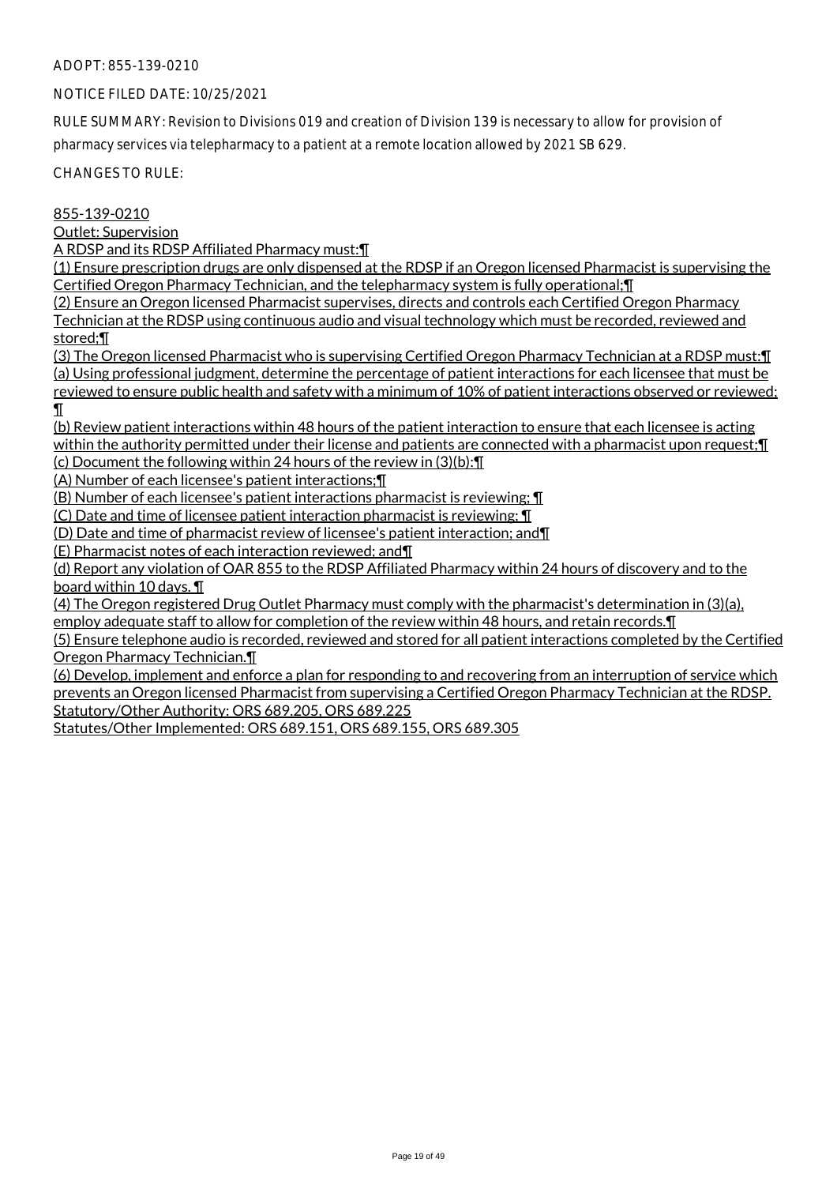ADOPT: 855-139-0210

NOTICE FILED DATE: 10/25/2021

RULE SUMMARY: Revision to Divisions 019 and creation of Division 139 is necessary to allow for provision of pharmacy services via telepharmacy to a patient at a remote location allowed by 2021 SB 629.

CHANGES TO RULE:

855-139-0210

Outlet: Supervision

A RDSP and its RDSP Affiliated Pharmacy must:¶

(1) Ensure prescription drugs are only dispensed at the RDSP if an Oregon licensed Pharmacist is supervising the Certified Oregon Pharmacy Technician, and the telepharmacy system is fully operational;¶

(2) Ensure an Oregon licensed Pharmacist supervises, directs and controls each Certified Oregon Pharmacy Technician at the RDSP using continuous audio and visual technology which must be recorded, reviewed and stored;¶

(3) The Oregon licensed Pharmacist who is supervising Certified Oregon Pharmacy Technician at a RDSP must:¶

(a) Using professional judgment, determine the percentage of patient interactions for each licensee that must be reviewed to ensure public health and safety with a minimum of 10% of patient interactions observed or reviewed; ¶

(b) Review patient interactions within 48 hours of the patient interaction to ensure that each licensee is acting within the authority permitted under their license and patients are connected with a pharmacist upon request;¶

(c) Document the following within 24 hours of the review in (3)(b):¶

(A) Number of each licensee's patient interactions;¶

(B) Number of each licensee's patient interactions pharmacist is reviewing; ¶

(C) Date and time of licensee patient interaction pharmacist is reviewing; ¶

(D) Date and time of pharmacist review of licensee's patient interaction; and¶

(E) Pharmacist notes of each interaction reviewed; and¶

(d) Report any violation of OAR 855 to the RDSP Affiliated Pharmacy within 24 hours of discovery and to the board within 10 days. ¶

(4) The Oregon registered Drug Outlet Pharmacy must comply with the pharmacist's determination in (3)(a), employ adequate staff to allow for completion of the review within 48 hours, and retain records.¶

(5) Ensure telephone audio is recorded, reviewed and stored for all patient interactions completed by the Certified Oregon Pharmacy Technician.¶

(6) Develop, implement and enforce a plan for responding to and recovering from an interruption of service which prevents an Oregon licensed Pharmacist from supervising a Certified Oregon Pharmacy Technician at the RDSP.

Statutory/Other Authority: ORS 689.205, ORS 689.225

Statutes/Other Implemented: ORS 689.151, ORS 689.155, ORS 689.305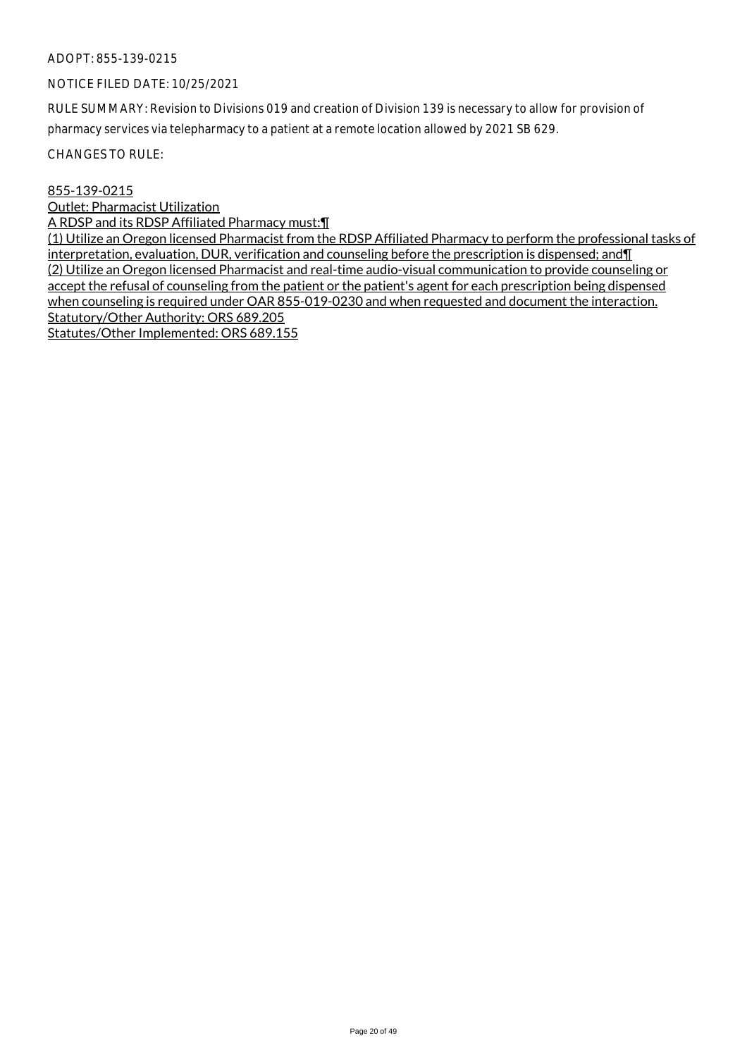ADOPT: 855-139-0215

NOTICE FILED DATE: 10/25/2021

RULE SUMMARY: Revision to Divisions 019 and creation of Division 139 is necessary to allow for provision of pharmacy services via telepharmacy to a patient at a remote location allowed by 2021 SB 629.

CHANGES TO RULE:

855-139-0215
Outlet: Pharmacist Utilization
A RDSP and its RDSP Affiliated Pharmacy must:¶
(1) Utilize an Oregon licensed Pharmacist from the RDSP Affiliated Pharmacy to perform the professional tasks of interpretation, evaluation, DUR, verification and counseling before the prescription is dispensed; and¶
(2) Utilize an Oregon licensed Pharmacist and real-time audio-visual communication to provide counseling or accept the refusal of counseling from the patient or the patient's agent for each prescription being dispensed when counseling is required under OAR 855-019-0230 and when requested and document the interaction.
Statutory/Other Authority: ORS 689.205
Statutes/Other Implemented: ORS 689.155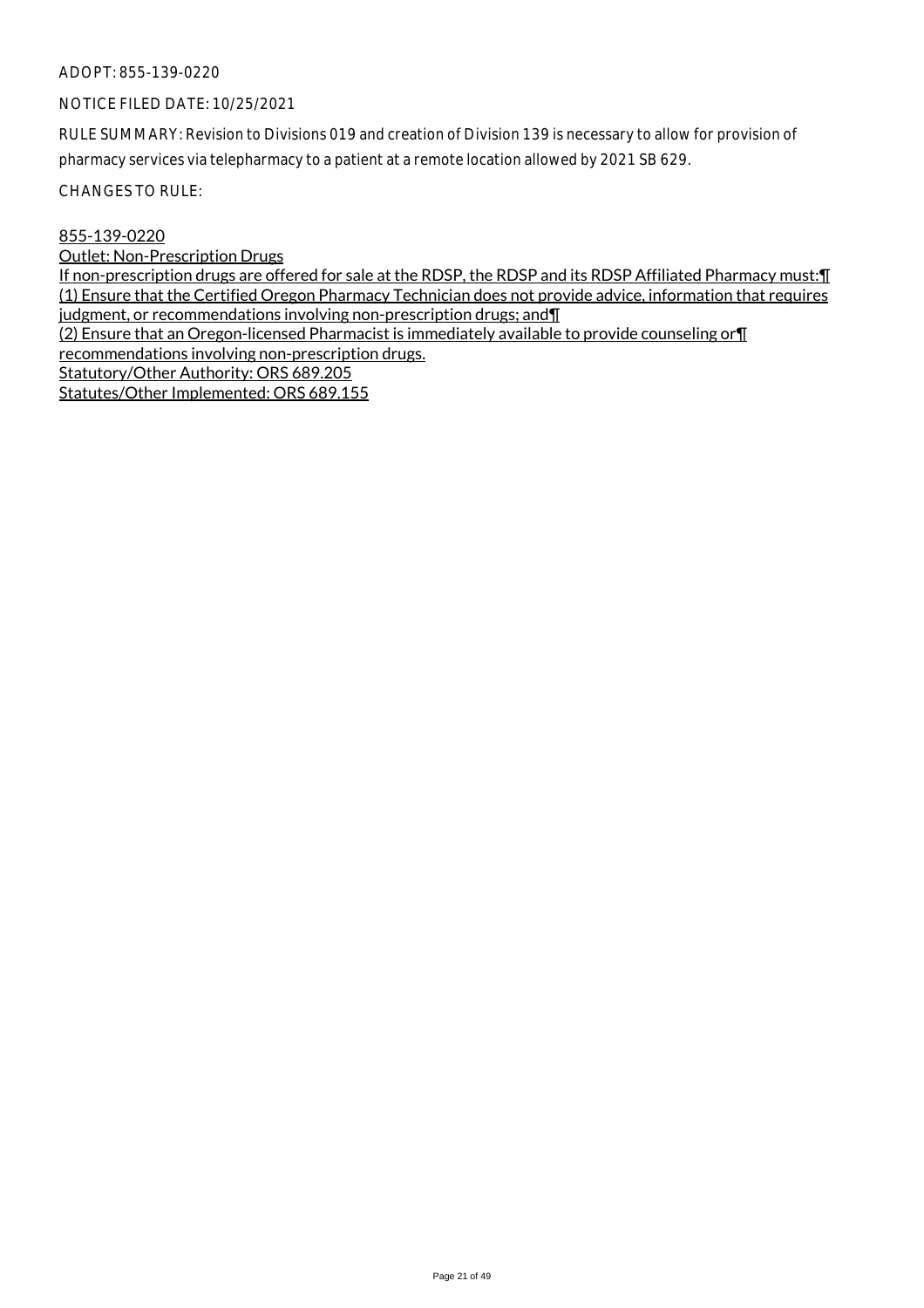ADOPT: 855-139-0220

NOTICE FILED DATE: 10/25/2021

RULE SUMMARY: Revision to Divisions 019 and creation of Division 139 is necessary to allow for provision of pharmacy services via telepharmacy to a patient at a remote location allowed by 2021 SB 629.

CHANGES TO RULE:

<u>855-139-0220</u>

<u>Outlet: Non-Prescription Drugs</u>

<u>If non-prescription drugs are offered for sale at the RDSP, the RDSP and its RDSP Affiliated Pharmacy must:¶</u>
<u>(1) Ensure that the Certified Oregon Pharmacy Technician does not provide advice, information that requires judgment, or recommendations involving non-prescription drugs; and¶</u>
<u>(2) Ensure that an Oregon-licensed Pharmacist is immediately available to provide counseling or¶</u>
<u>recommendations involving non-prescription drugs.</u>

<u>Statutory/Other Authority: ORS 689.205</u>

<u>Statutes/Other Implemented: ORS 689.155</u>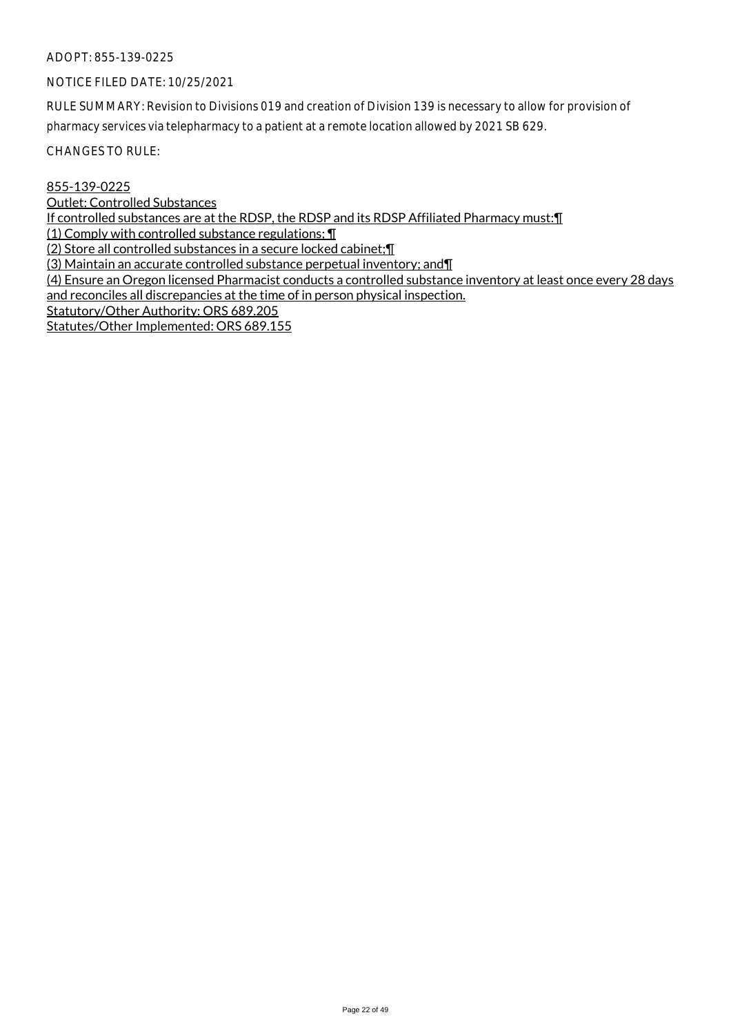ADOPT: 855-139-0225

NOTICE FILED DATE: 10/25/2021

RULE SUMMARY: Revision to Divisions 019 and creation of Division 139 is necessary to allow for provision of pharmacy services via telepharmacy to a patient at a remote location allowed by 2021 SB 629.

CHANGES TO RULE:

855-139-0225
Outlet: Controlled Substances
If controlled substances are at the RDSP, the RDSP and its RDSP Affiliated Pharmacy must:¶
(1) Comply with controlled substance regulations; ¶
(2) Store all controlled substances in a secure locked cabinet;¶
(3) Maintain an accurate controlled substance perpetual inventory; and¶
(4) Ensure an Oregon licensed Pharmacist conducts a controlled substance inventory at least once every 28 days and reconciles all discrepancies at the time of in person physical inspection.
Statutory/Other Authority: ORS 689.205
Statutes/Other Implemented: ORS 689.155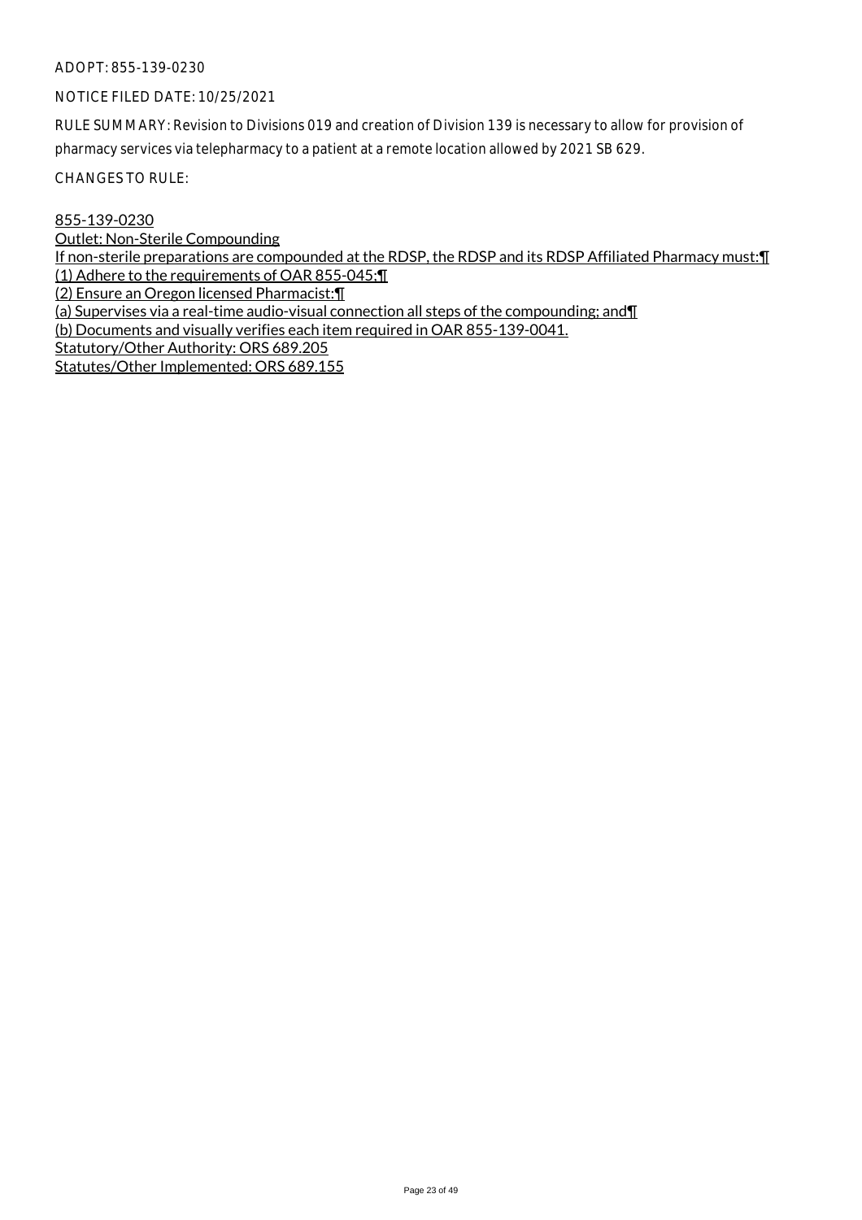ADOPT: 855-139-0230

NOTICE FILED DATE: 10/25/2021

RULE SUMMARY: Revision to Divisions 019 and creation of Division 139 is necessary to allow for provision of pharmacy services via telepharmacy to a patient at a remote location allowed by 2021 SB 629.

CHANGES TO RULE:

855-139-0230
Outlet: Non-Sterile Compounding
If non-sterile preparations are compounded at the RDSP, the RDSP and its RDSP Affiliated Pharmacy must:¶
(1) Adhere to the requirements of OAR 855-045:¶
(2) Ensure an Oregon licensed Pharmacist:¶
(a) Supervises via a real-time audio-visual connection all steps of the compounding; and¶
(b) Documents and visually verifies each item required in OAR 855-139-0041.
Statutory/Other Authority: ORS 689.205
Statutes/Other Implemented: ORS 689.155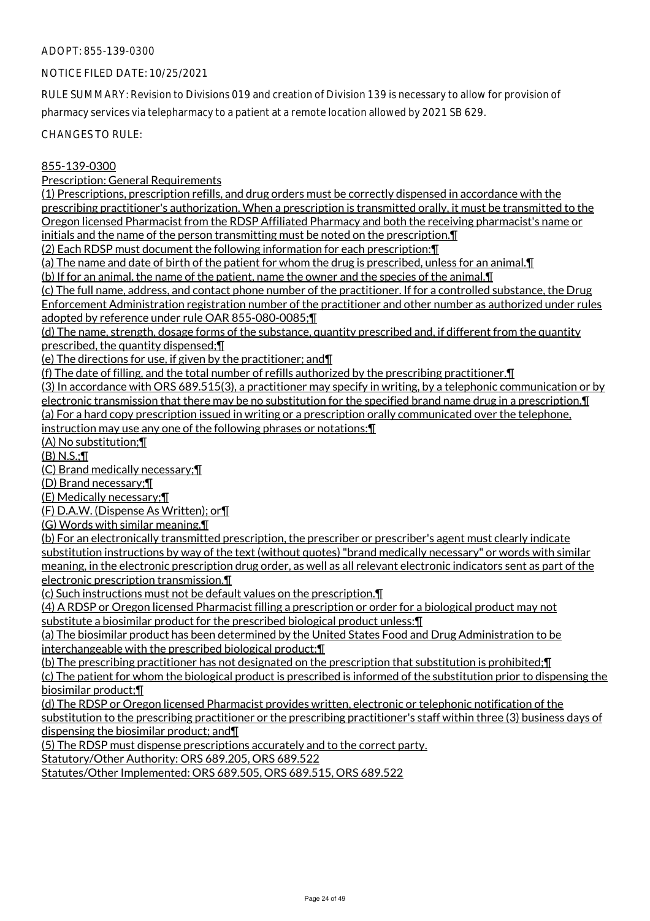ADOPT: 855-139-0300

NOTICE FILED DATE: 10/25/2021

RULE SUMMARY: Revision to Divisions 019 and creation of Division 139 is necessary to allow for provision of pharmacy services via telepharmacy to a patient at a remote location allowed by 2021 SB 629.

CHANGES TO RULE:

855-139-0300

Prescription: General Requirements

(1) Prescriptions, prescription refills, and drug orders must be correctly dispensed in accordance with the prescribing practitioner's authorization. When a prescription is transmitted orally, it must be transmitted to the Oregon licensed Pharmacist from the RDSP Affiliated Pharmacy and both the receiving pharmacist's name or initials and the name of the person transmitting must be noted on the prescription.¶

(2) Each RDSP must document the following information for each prescription:¶

(a) The name and date of birth of the patient for whom the drug is prescribed, unless for an animal.¶

(b) If for an animal, the name of the patient, name the owner and the species of the animal.¶

(c) The full name, address, and contact phone number of the practitioner. If for a controlled substance, the Drug Enforcement Administration registration number of the practitioner and other number as authorized under rules adopted by reference under rule OAR 855-080-0085;¶

(d) The name, strength, dosage forms of the substance, quantity prescribed and, if different from the quantity prescribed, the quantity dispensed;¶

(e) The directions for use, if given by the practitioner; and¶

(f) The date of filling, and the total number of refills authorized by the prescribing practitioner.¶

(3) In accordance with ORS 689.515(3), a practitioner may specify in writing, by a telephonic communication or by electronic transmission that there may be no substitution for the specified brand name drug in a prescription.¶

(a) For a hard copy prescription issued in writing or a prescription orally communicated over the telephone, instruction may use any one of the following phrases or notations:¶

(A) No substitution;¶

(B) N.S.;¶

(C) Brand medically necessary;¶

(D) Brand necessary;¶

(E) Medically necessary;¶

(F) D.A.W. (Dispense As Written); or¶

(G) Words with similar meaning.¶

(b) For an electronically transmitted prescription, the prescriber or prescriber's agent must clearly indicate substitution instructions by way of the text (without quotes) "brand medically necessary" or words with similar meaning, in the electronic prescription drug order, as well as all relevant electronic indicators sent as part of the electronic prescription transmission.¶

(c) Such instructions must not be default values on the prescription.¶

(4) A RDSP or Oregon licensed Pharmacist filling a prescription or order for a biological product may not substitute a biosimilar product for the prescribed biological product unless:¶

(a) The biosimilar product has been determined by the United States Food and Drug Administration to be interchangeable with the prescribed biological product;¶

(b) The prescribing practitioner has not designated on the prescription that substitution is prohibited;¶

(c) The patient for whom the biological product is prescribed is informed of the substitution prior to dispensing the biosimilar product;¶

(d) The RDSP or Oregon licensed Pharmacist provides written, electronic or telephonic notification of the substitution to the prescribing practitioner or the prescribing practitioner's staff within three (3) business days of dispensing the biosimilar product; and¶

(5) The RDSP must dispense prescriptions accurately and to the correct party.

Statutory/Other Authority: ORS 689.205, ORS 689.522

Statutes/Other Implemented: ORS 689.505, ORS 689.515, ORS 689.522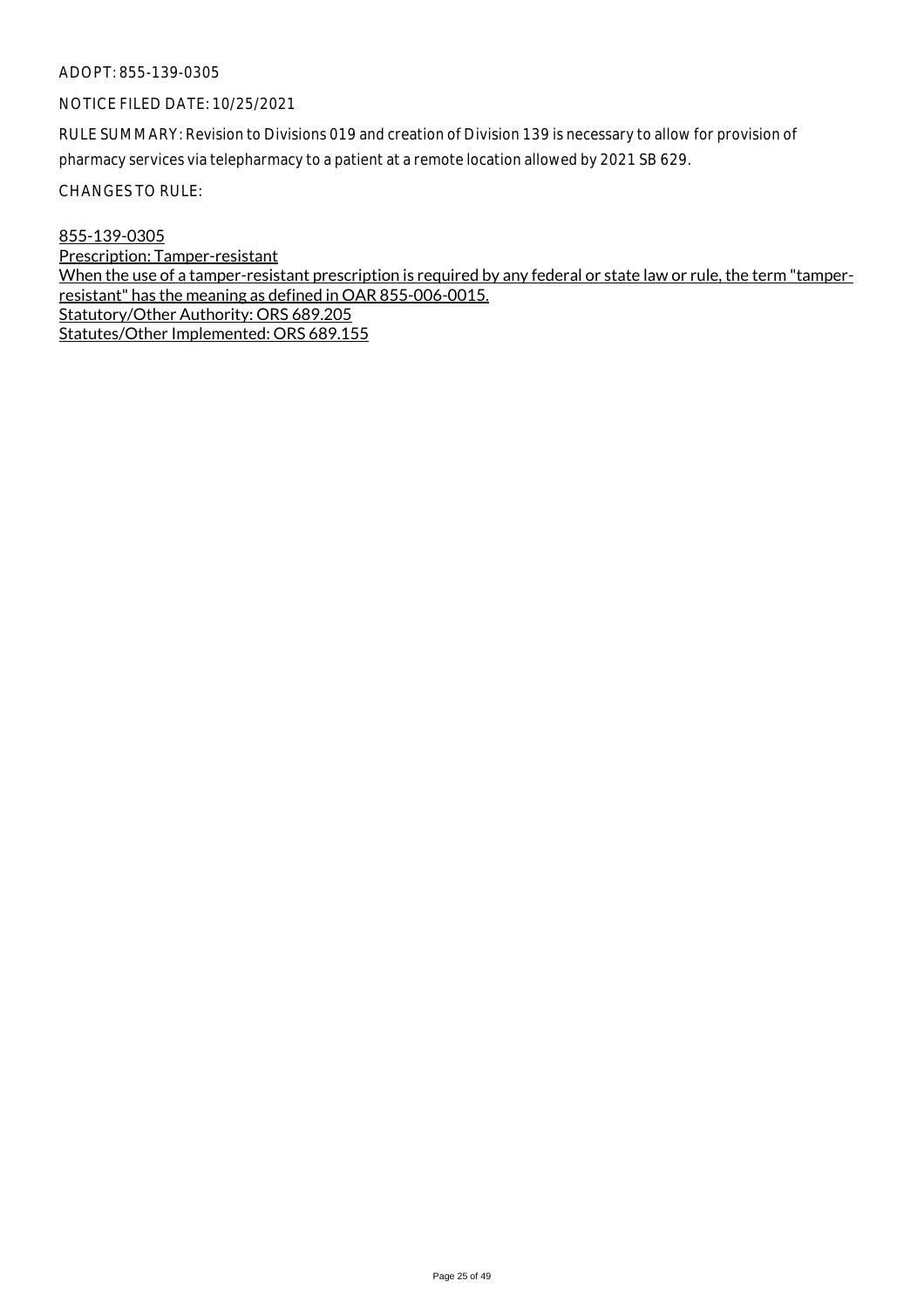ADOPT: 855-139-0305

NOTICE FILED DATE: 10/25/2021

RULE SUMMARY: Revision to Divisions 019 and creation of Division 139 is necessary to allow for provision of pharmacy services via telepharmacy to a patient at a remote location allowed by 2021 SB 629.

CHANGES TO RULE:

855-139-0305
Prescription: Tamper-resistant
When the use of a tamper-resistant prescription is required by any federal or state law or rule, the term "tamper-resistant" has the meaning as defined in OAR 855-006-0015.
Statutory/Other Authority: ORS 689.205
Statutes/Other Implemented: ORS 689.155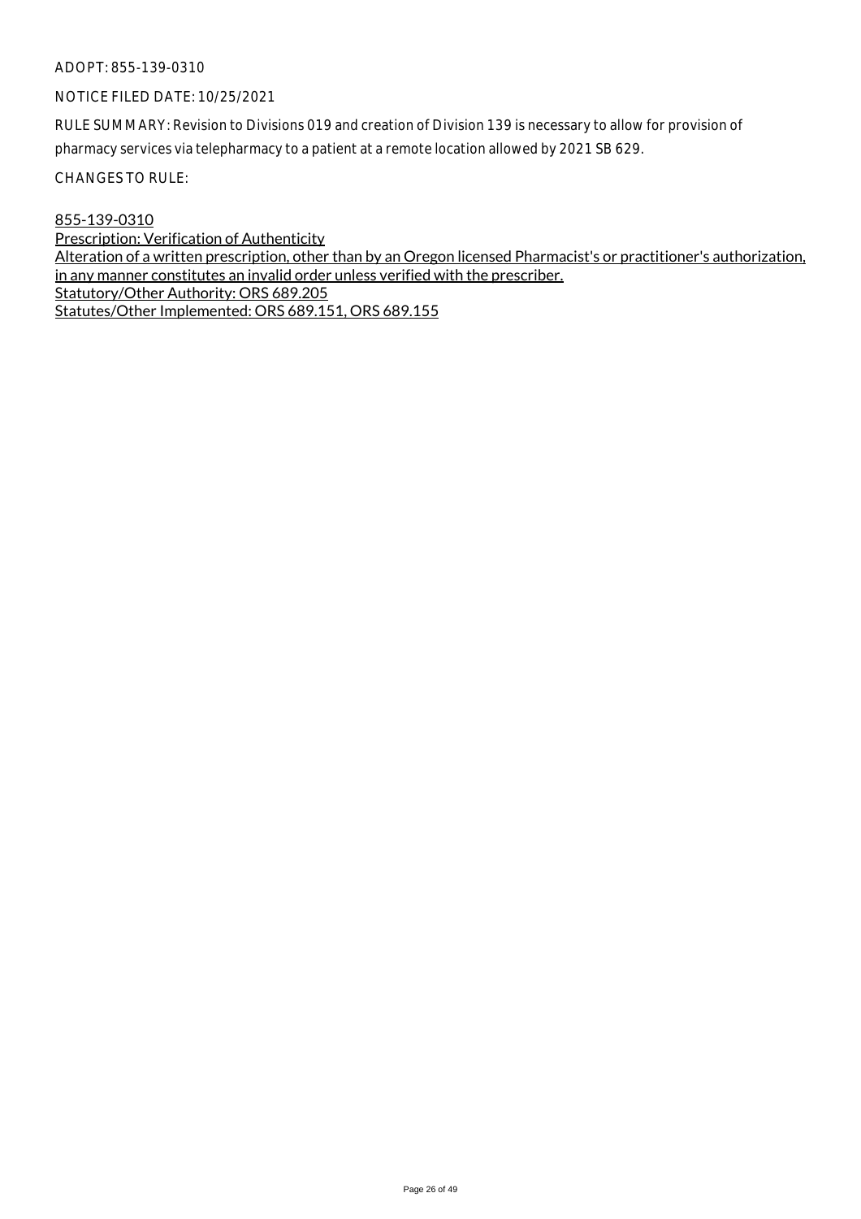ADOPT: 855-139-0310

NOTICE FILED DATE: 10/25/2021

RULE SUMMARY: Revision to Divisions 019 and creation of Division 139 is necessary to allow for provision of pharmacy services via telepharmacy to a patient at a remote location allowed by 2021 SB 629.

CHANGES TO RULE:

855-139-0310
Prescription: Verification of Authenticity
Alteration of a written prescription, other than by an Oregon licensed Pharmacist's or practitioner's authorization, in any manner constitutes an invalid order unless verified with the prescriber.
Statutory/Other Authority: ORS 689.205
Statutes/Other Implemented: ORS 689.151, ORS 689.155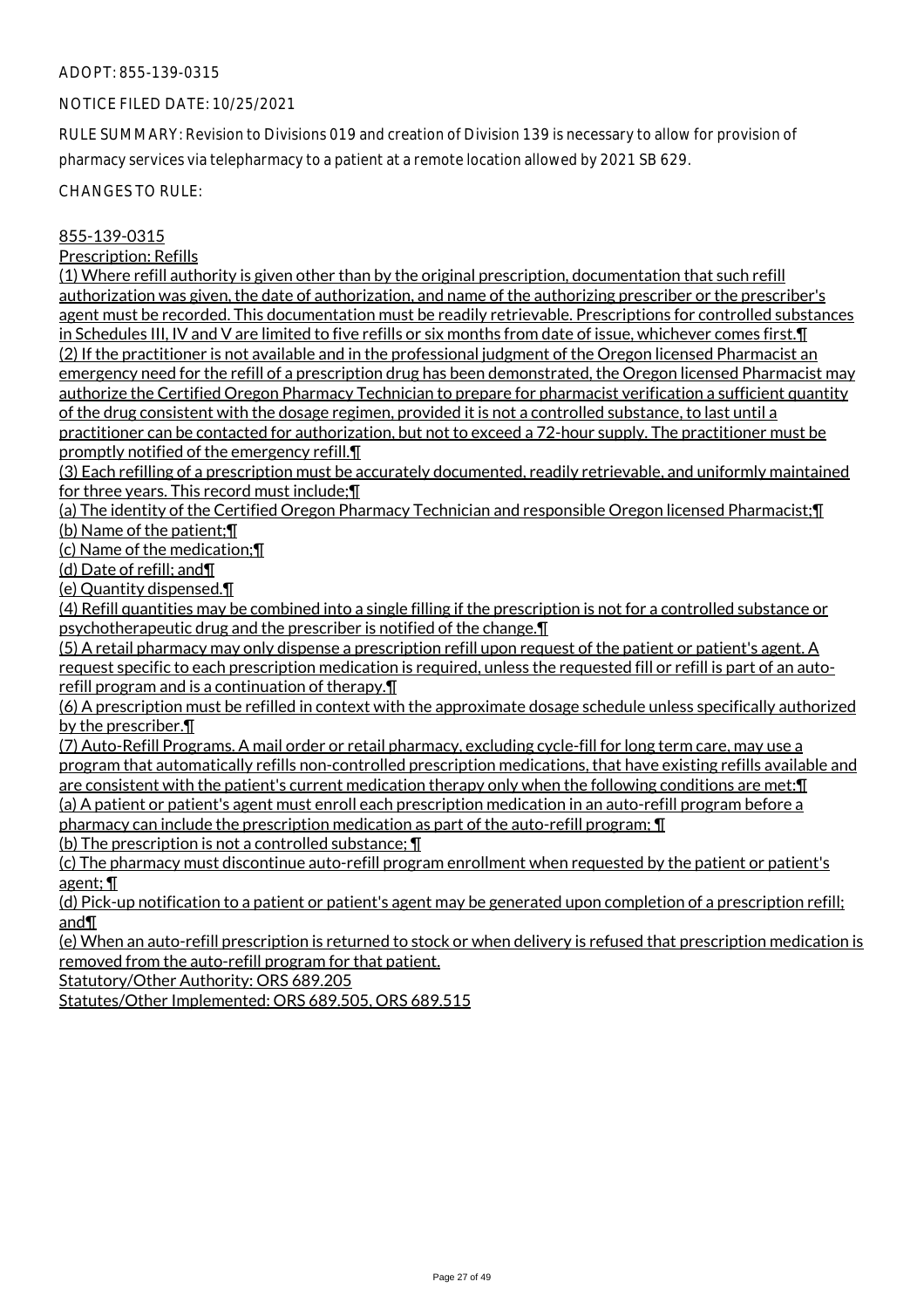ADOPT: 855-139-0315

NOTICE FILED DATE: 10/25/2021

RULE SUMMARY: Revision to Divisions 019 and creation of Division 139 is necessary to allow for provision of pharmacy services via telepharmacy to a patient at a remote location allowed by 2021 SB 629.

CHANGES TO RULE:

855-139-0315
Prescription: Refills

(1) Where refill authority is given other than by the original prescription, documentation that such refill authorization was given, the date of authorization, and name of the authorizing prescriber or the prescriber's agent must be recorded. This documentation must be readily retrievable. Prescriptions for controlled substances in Schedules III, IV and V are limited to five refills or six months from date of issue, whichever comes first.¶
(2) If the practitioner is not available and in the professional judgment of the Oregon licensed Pharmacist an emergency need for the refill of a prescription drug has been demonstrated, the Oregon licensed Pharmacist may authorize the Certified Oregon Pharmacy Technician to prepare for pharmacist verification a sufficient quantity of the drug consistent with the dosage regimen, provided it is not a controlled substance, to last until a practitioner can be contacted for authorization, but not to exceed a 72-hour supply. The practitioner must be promptly notified of the emergency refill.¶
(3) Each refilling of a prescription must be accurately documented, readily retrievable, and uniformly maintained for three years. This record must include:¶
(a) The identity of the Certified Oregon Pharmacy Technician and responsible Oregon licensed Pharmacist;¶
(b) Name of the patient;¶
(c) Name of the medication;¶
(d) Date of refill; and¶
(e) Quantity dispensed.¶
(4) Refill quantities may be combined into a single filling if the prescription is not for a controlled substance or psychotherapeutic drug and the prescriber is notified of the change.¶
(5) A retail pharmacy may only dispense a prescription refill upon request of the patient or patient's agent. A request specific to each prescription medication is required, unless the requested fill or refill is part of an auto-refill program and is a continuation of therapy.¶
(6) A prescription must be refilled in context with the approximate dosage schedule unless specifically authorized by the prescriber.¶
(7) Auto-Refill Programs. A mail order or retail pharmacy, excluding cycle-fill for long term care, may use a program that automatically refills non-controlled prescription medications, that have existing refills available and are consistent with the patient's current medication therapy only when the following conditions are met:¶
(a) A patient or patient's agent must enroll each prescription medication in an auto-refill program before a pharmacy can include the prescription medication as part of the auto-refill program; ¶
(b) The prescription is not a controlled substance; ¶
(c) The pharmacy must discontinue auto-refill program enrollment when requested by the patient or patient's agent; ¶
(d) Pick-up notification to a patient or patient's agent may be generated upon completion of a prescription refill; and¶
(e) When an auto-refill prescription is returned to stock or when delivery is refused that prescription medication is removed from the auto-refill program for that patient.

Statutory/Other Authority: ORS 689.205
Statutes/Other Implemented: ORS 689.505, ORS 689.515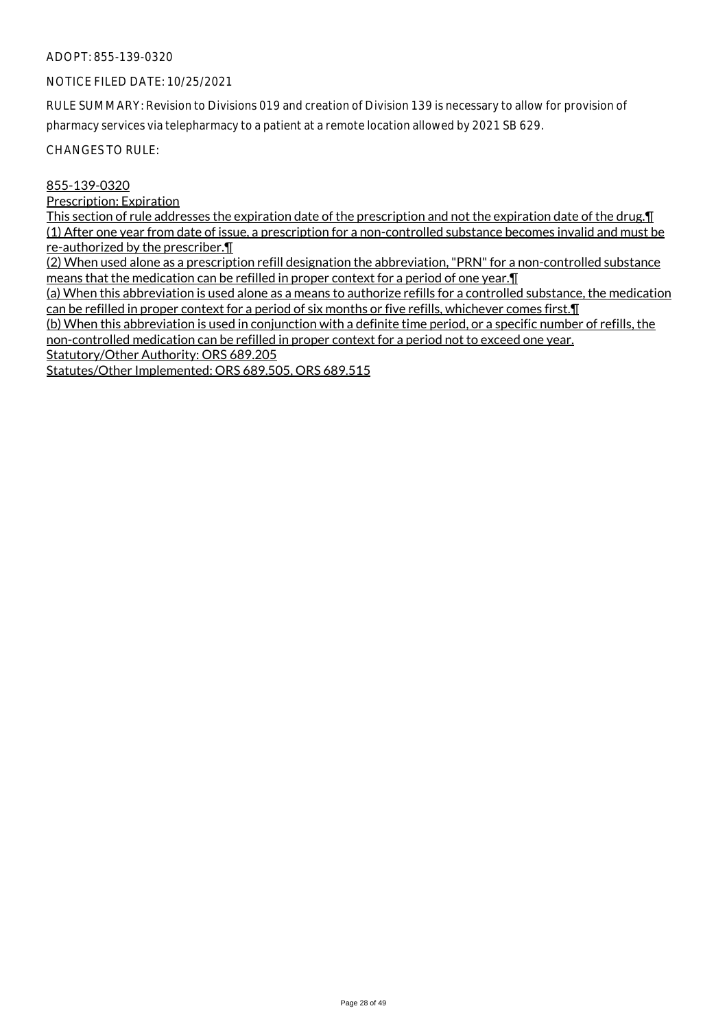ADOPT: 855-139-0320

NOTICE FILED DATE: 10/25/2021

RULE SUMMARY: Revision to Divisions 019 and creation of Division 139 is necessary to allow for provision of pharmacy services via telepharmacy to a patient at a remote location allowed by 2021 SB 629.

CHANGES TO RULE:

855-139-0320

Prescription: Expiration

This section of rule addresses the expiration date of the prescription and not the expiration date of the drug.¶

(1) After one year from date of issue, a prescription for a non-controlled substance becomes invalid and must be re-authorized by the prescriber.¶

(2) When used alone as a prescription refill designation the abbreviation, "PRN" for a non-controlled substance means that the medication can be refilled in proper context for a period of one year.¶

(a) When this abbreviation is used alone as a means to authorize refills for a controlled substance, the medication can be refilled in proper context for a period of six months or five refills, whichever comes first.¶

(b) When this abbreviation is used in conjunction with a definite time period, or a specific number of refills, the non-controlled medication can be refilled in proper context for a period not to exceed one year.

Statutory/Other Authority: ORS 689.205

Statutes/Other Implemented: ORS 689.505, ORS 689.515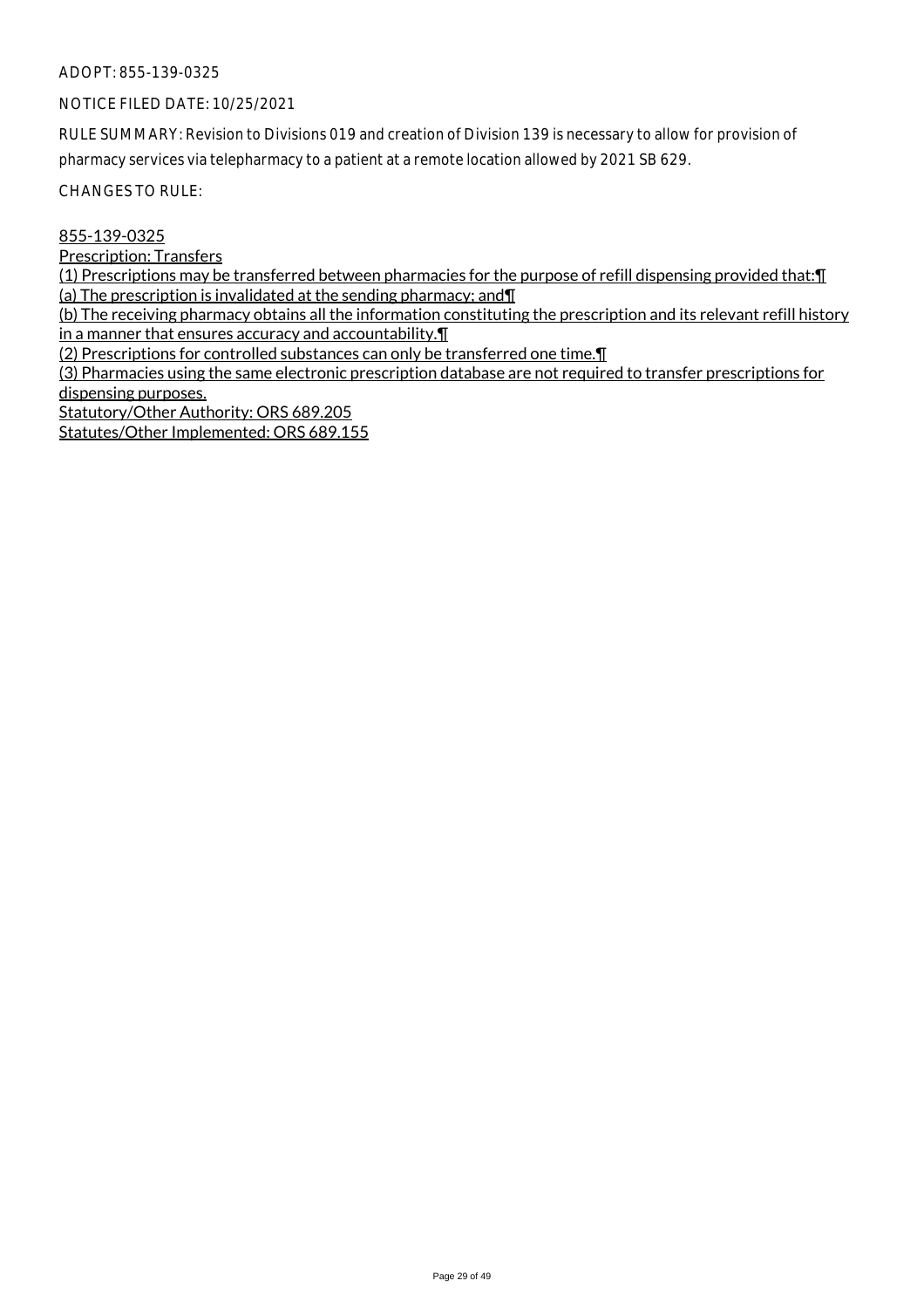ADOPT: 855-139-0325

NOTICE FILED DATE: 10/25/2021

RULE SUMMARY: Revision to Divisions 019 and creation of Division 139 is necessary to allow for provision of pharmacy services via telepharmacy to a patient at a remote location allowed by 2021 SB 629.

CHANGES TO RULE:

855-139-0325
Prescription: Transfers
(1) Prescriptions may be transferred between pharmacies for the purpose of refill dispensing provided that:¶
(a) The prescription is invalidated at the sending pharmacy; and¶
(b) The receiving pharmacy obtains all the information constituting the prescription and its relevant refill history in a manner that ensures accuracy and accountability.¶
(2) Prescriptions for controlled substances can only be transferred one time.¶
(3) Pharmacies using the same electronic prescription database are not required to transfer prescriptions for dispensing purposes.
Statutory/Other Authority: ORS 689.205
Statutes/Other Implemented: ORS 689.155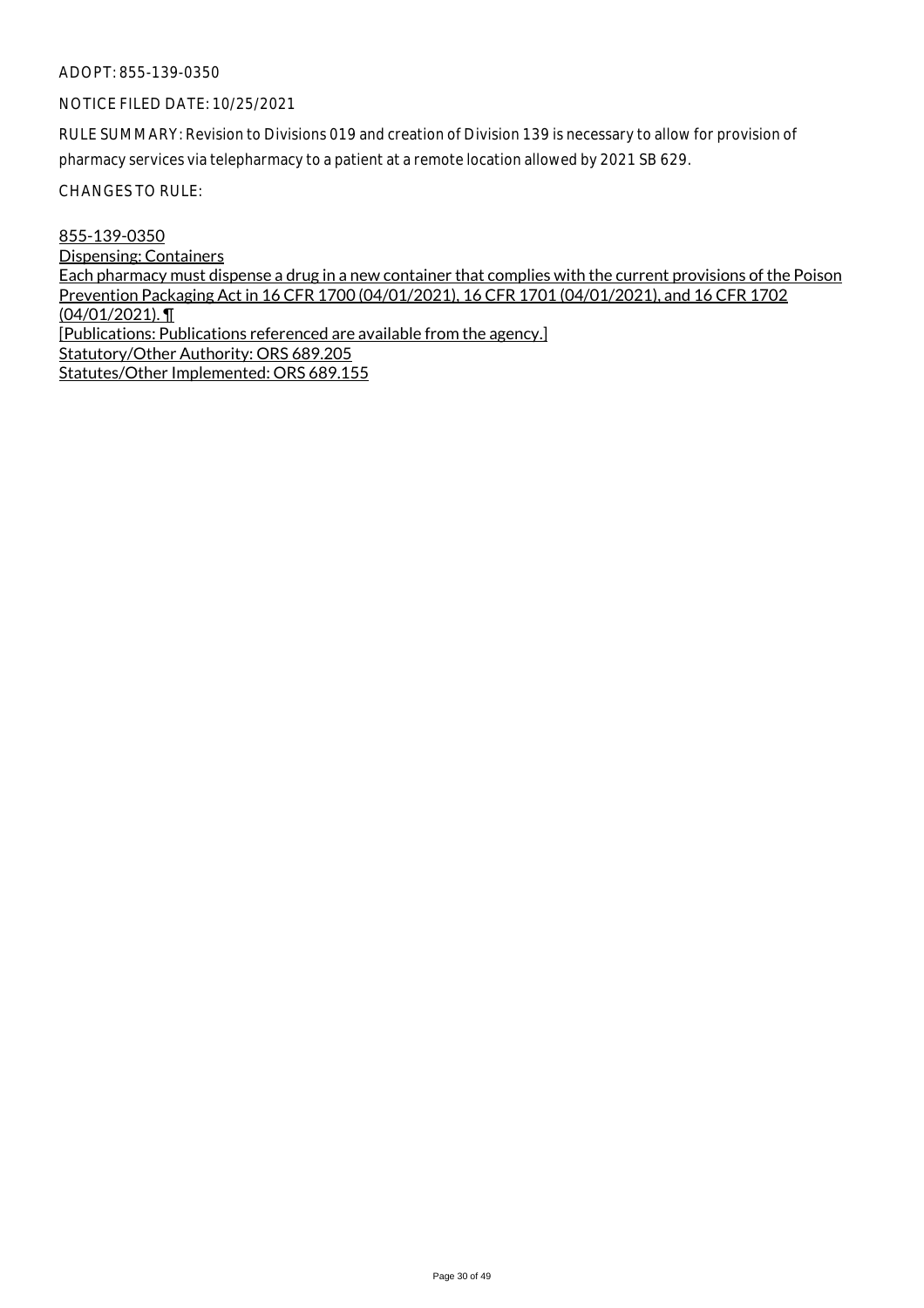ADOPT: 855-139-0350

NOTICE FILED DATE: 10/25/2021

RULE SUMMARY: Revision to Divisions 019 and creation of Division 139 is necessary to allow for provision of pharmacy services via telepharmacy to a patient at a remote location allowed by 2021 SB 629.

CHANGES TO RULE:

855-139-0350
Dispensing: Containers
Each pharmacy must dispense a drug in a new container that complies with the current provisions of the Poison Prevention Packaging Act in 16 CFR 1700 (04/01/2021), 16 CFR 1701 (04/01/2021), and 16 CFR 1702 (04/01/2021). ¶
[Publications: Publications referenced are available from the agency.]
Statutory/Other Authority: ORS 689.205
Statutes/Other Implemented: ORS 689.155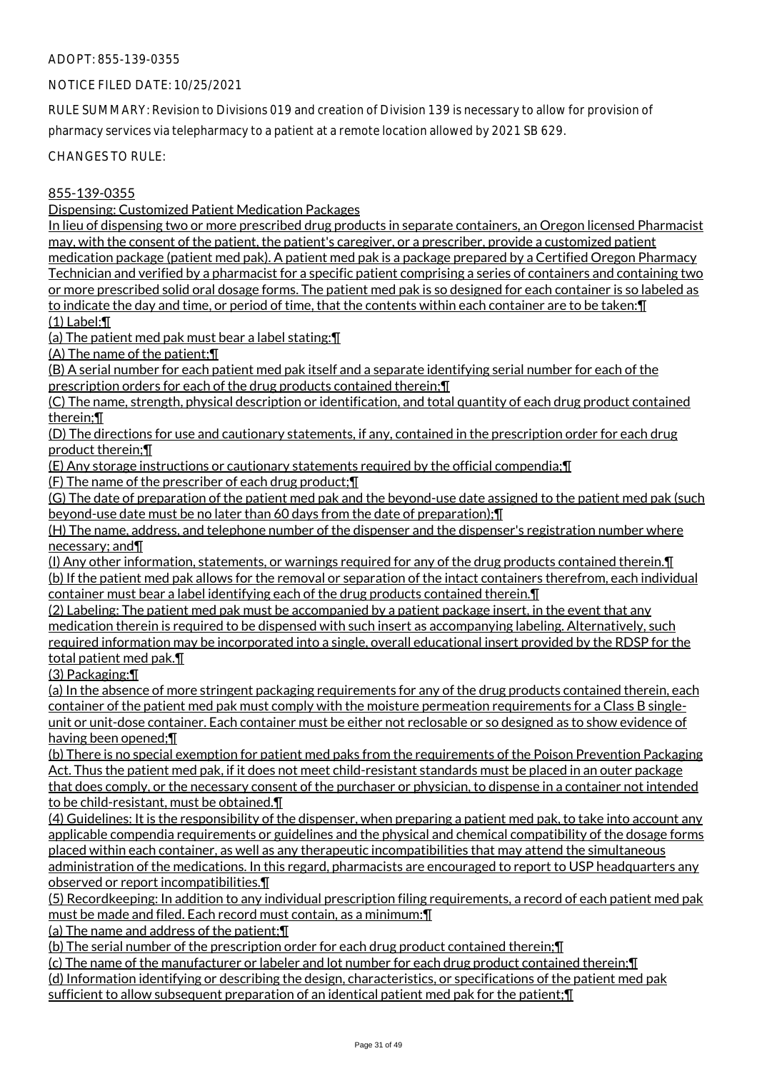ADOPT: 855-139-0355

NOTICE FILED DATE: 10/25/2021

RULE SUMMARY: Revision to Divisions 019 and creation of Division 139 is necessary to allow for provision of pharmacy services via telepharmacy to a patient at a remote location allowed by 2021 SB 629.

CHANGES TO RULE:

855-139-0355

Dispensing: Customized Patient Medication Packages

In lieu of dispensing two or more prescribed drug products in separate containers, an Oregon licensed Pharmacist may, with the consent of the patient, the patient's caregiver, or a prescriber, provide a customized patient medication package (patient med pak). A patient med pak is a package prepared by a Certified Oregon Pharmacy Technician and verified by a pharmacist for a specific patient comprising a series of containers and containing two or more prescribed solid oral dosage forms. The patient med pak is so designed for each container is so labeled as to indicate the day and time, or period of time, that the contents within each container are to be taken:¶

(1) Label:¶

(a) The patient med pak must bear a label stating:¶

(A) The name of the patient;¶

(B) A serial number for each patient med pak itself and a separate identifying serial number for each of the prescription orders for each of the drug products contained therein;¶

(C) The name, strength, physical description or identification, and total quantity of each drug product contained therein;¶

(D) The directions for use and cautionary statements, if any, contained in the prescription order for each drug product therein;¶

(E) Any storage instructions or cautionary statements required by the official compendia;¶

(F) The name of the prescriber of each drug product;¶

(G) The date of preparation of the patient med pak and the beyond-use date assigned to the patient med pak (such beyond-use date must be no later than 60 days from the date of preparation);¶

(H) The name, address, and telephone number of the dispenser and the dispenser's registration number where necessary; and¶

(I) Any other information, statements, or warnings required for any of the drug products contained therein.¶

(b) If the patient med pak allows for the removal or separation of the intact containers therefrom, each individual container must bear a label identifying each of the drug products contained therein.¶

(2) Labeling: The patient med pak must be accompanied by a patient package insert, in the event that any medication therein is required to be dispensed with such insert as accompanying labeling. Alternatively, such required information may be incorporated into a single, overall educational insert provided by the RDSP for the total patient med pak.¶

(3) Packaging:¶

(a) In the absence of more stringent packaging requirements for any of the drug products contained therein, each container of the patient med pak must comply with the moisture permeation requirements for a Class B single-unit or unit-dose container. Each container must be either not reclosable or so designed as to show evidence of having been opened;¶

(b) There is no special exemption for patient med paks from the requirements of the Poison Prevention Packaging Act. Thus the patient med pak, if it does not meet child-resistant standards must be placed in an outer package that does comply, or the necessary consent of the purchaser or physician, to dispense in a container not intended to be child-resistant, must be obtained.¶

(4) Guidelines: It is the responsibility of the dispenser, when preparing a patient med pak, to take into account any applicable compendia requirements or guidelines and the physical and chemical compatibility of the dosage forms placed within each container, as well as any therapeutic incompatibilities that may attend the simultaneous administration of the medications. In this regard, pharmacists are encouraged to report to USP headquarters any observed or report incompatibilities.¶

(5) Recordkeeping: In addition to any individual prescription filing requirements, a record of each patient med pak must be made and filed. Each record must contain, as a minimum:¶

(a) The name and address of the patient;¶

(b) The serial number of the prescription order for each drug product contained therein;¶

(c) The name of the manufacturer or labeler and lot number for each drug product contained therein;¶

(d) Information identifying or describing the design, characteristics, or specifications of the patient med pak sufficient to allow subsequent preparation of an identical patient med pak for the patient;¶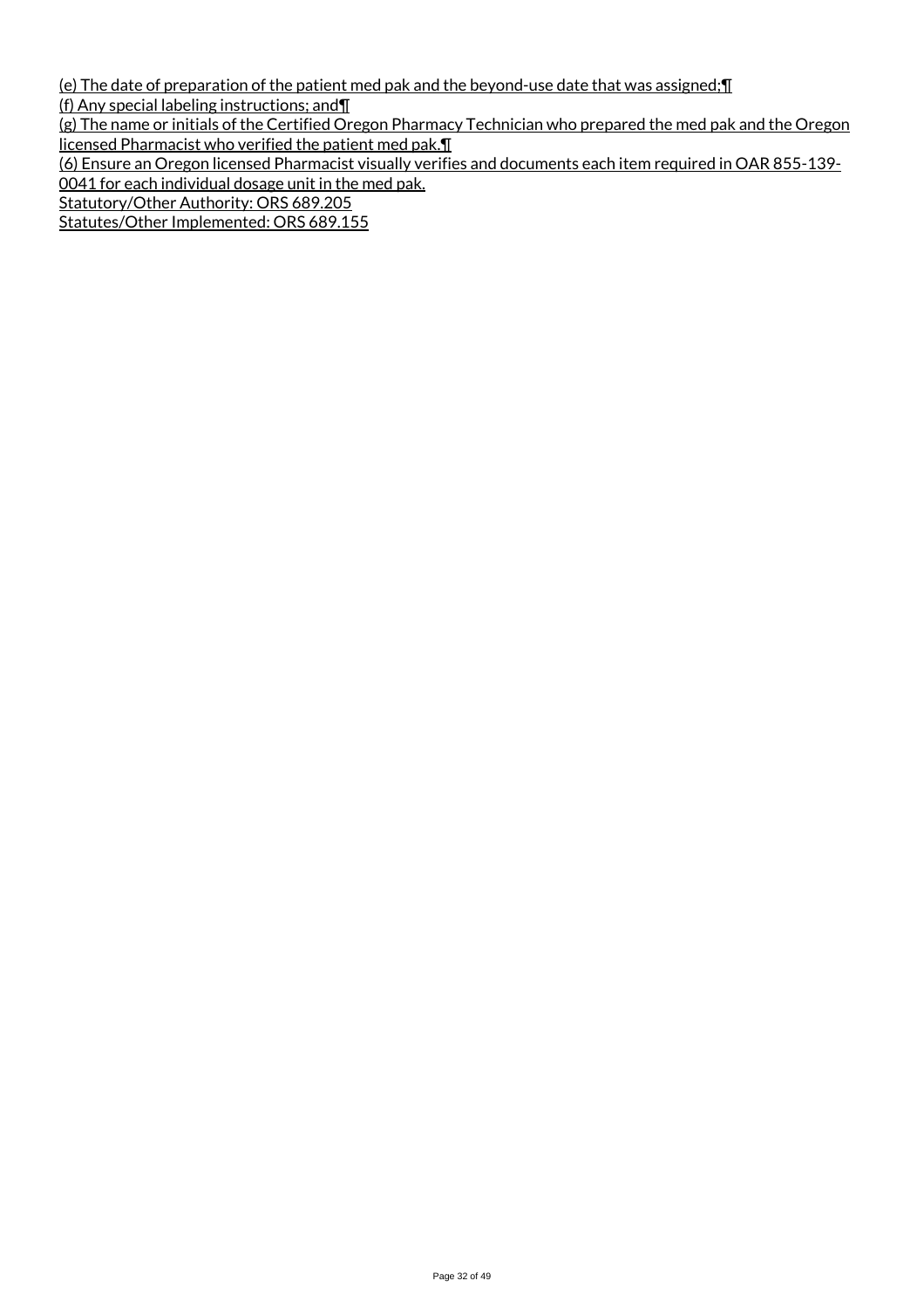(e) The date of preparation of the patient med pak and the beyond-use date that was assigned;¶

(f) Any special labeling instructions; and¶

(g) The name or initials of the Certified Oregon Pharmacy Technician who prepared the med pak and the Oregon licensed Pharmacist who verified the patient med pak.¶

(6) Ensure an Oregon licensed Pharmacist visually verifies and documents each item required in OAR 855-139-0041 for each individual dosage unit in the med pak.

Statutory/Other Authority: ORS 689.205

Statutes/Other Implemented: ORS 689.155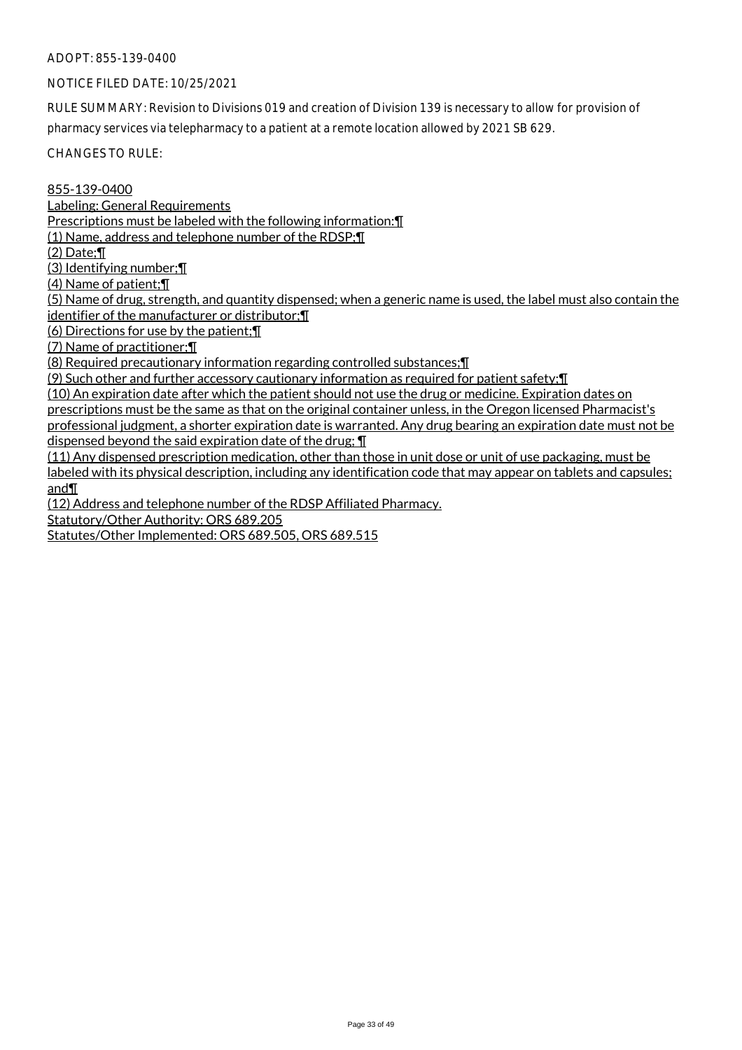ADOPT: 855-139-0400

NOTICE FILED DATE: 10/25/2021

RULE SUMMARY: Revision to Divisions 019 and creation of Division 139 is necessary to allow for provision of pharmacy services via telepharmacy to a patient at a remote location allowed by 2021 SB 629.

CHANGES TO RULE:

855-139-0400
Labeling: General Requirements
Prescriptions must be labeled with the following information:¶
(1) Name, address and telephone number of the RDSP;¶
(2) Date;¶
(3) Identifying number;¶
(4) Name of patient;¶
(5) Name of drug, strength, and quantity dispensed; when a generic name is used, the label must also contain the identifier of the manufacturer or distributor;¶
(6) Directions for use by the patient;¶
(7) Name of practitioner;¶
(8) Required precautionary information regarding controlled substances;¶
(9) Such other and further accessory cautionary information as required for patient safety;¶
(10) An expiration date after which the patient should not use the drug or medicine. Expiration dates on prescriptions must be the same as that on the original container unless, in the Oregon licensed Pharmacist's professional judgment, a shorter expiration date is warranted. Any drug bearing an expiration date must not be dispensed beyond the said expiration date of the drug; ¶
(11) Any dispensed prescription medication, other than those in unit dose or unit of use packaging, must be labeled with its physical description, including any identification code that may appear on tablets and capsules; and¶
(12) Address and telephone number of the RDSP Affiliated Pharmacy.
Statutory/Other Authority: ORS 689.205
Statutes/Other Implemented: ORS 689.505, ORS 689.515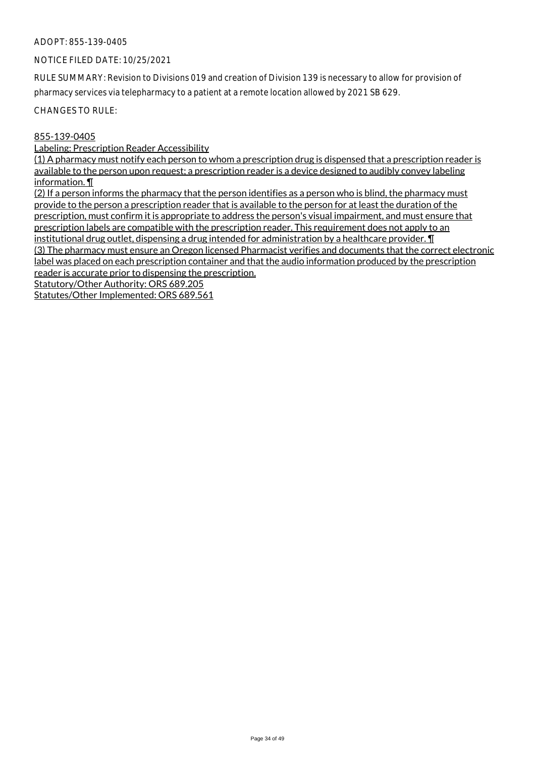ADOPT: 855-139-0405

NOTICE FILED DATE: 10/25/2021

RULE SUMMARY: Revision to Divisions 019 and creation of Division 139 is necessary to allow for provision of pharmacy services via telepharmacy to a patient at a remote location allowed by 2021 SB 629.

CHANGES TO RULE:

855-139-0405

Labeling: Prescription Reader Accessibility

(1) A pharmacy must notify each person to whom a prescription drug is dispensed that a prescription reader is available to the person upon request; a prescription reader is a device designed to audibly convey labeling information. ¶

(2) If a person informs the pharmacy that the person identifies as a person who is blind, the pharmacy must provide to the person a prescription reader that is available to the person for at least the duration of the prescription, must confirm it is appropriate to address the person's visual impairment, and must ensure that prescription labels are compatible with the prescription reader. This requirement does not apply to an institutional drug outlet, dispensing a drug intended for administration by a healthcare provider. ¶

(3) The pharmacy must ensure an Oregon licensed Pharmacist verifies and documents that the correct electronic label was placed on each prescription container and that the audio information produced by the prescription reader is accurate prior to dispensing the prescription.

Statutory/Other Authority: ORS 689.205

Statutes/Other Implemented: ORS 689.561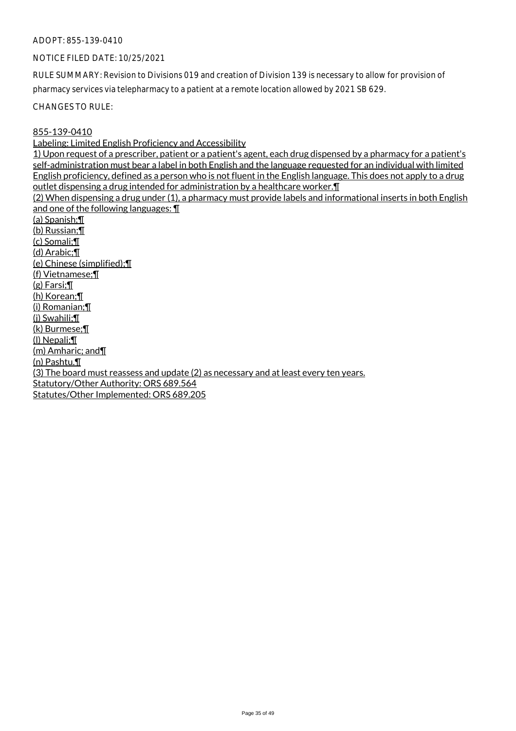ADOPT: 855-139-0410

NOTICE FILED DATE: 10/25/2021

RULE SUMMARY: Revision to Divisions 019 and creation of Division 139 is necessary to allow for provision of pharmacy services via telepharmacy to a patient at a remote location allowed by 2021 SB 629.

CHANGES TO RULE:

855-139-0410

Labeling: Limited English Proficiency and Accessibility

1) Upon request of a prescriber, patient or a patient's agent, each drug dispensed by a pharmacy for a patient's self-administration must bear a label in both English and the language requested for an individual with limited English proficiency, defined as a person who is not fluent in the English language. This does not apply to a drug outlet dispensing a drug intended for administration by a healthcare worker.¶

(2) When dispensing a drug under (1), a pharmacy must provide labels and informational inserts in both English and one of the following languages: ¶

(a) Spanish;¶

(b) Russian;¶

(c) Somali;¶

(d) Arabic;¶

(e) Chinese (simplified);¶

(f) Vietnamese;¶

(g) Farsi;¶

(h) Korean;¶

(i) Romanian;¶

(j) Swahili;¶

(k) Burmese;¶

(l) Nepali;¶

(m) Amharic; and¶

(n) Pashtu.¶

(3) The board must reassess and update (2) as necessary and at least every ten years.

Statutory/Other Authority: ORS 689.564

Statutes/Other Implemented: ORS 689.205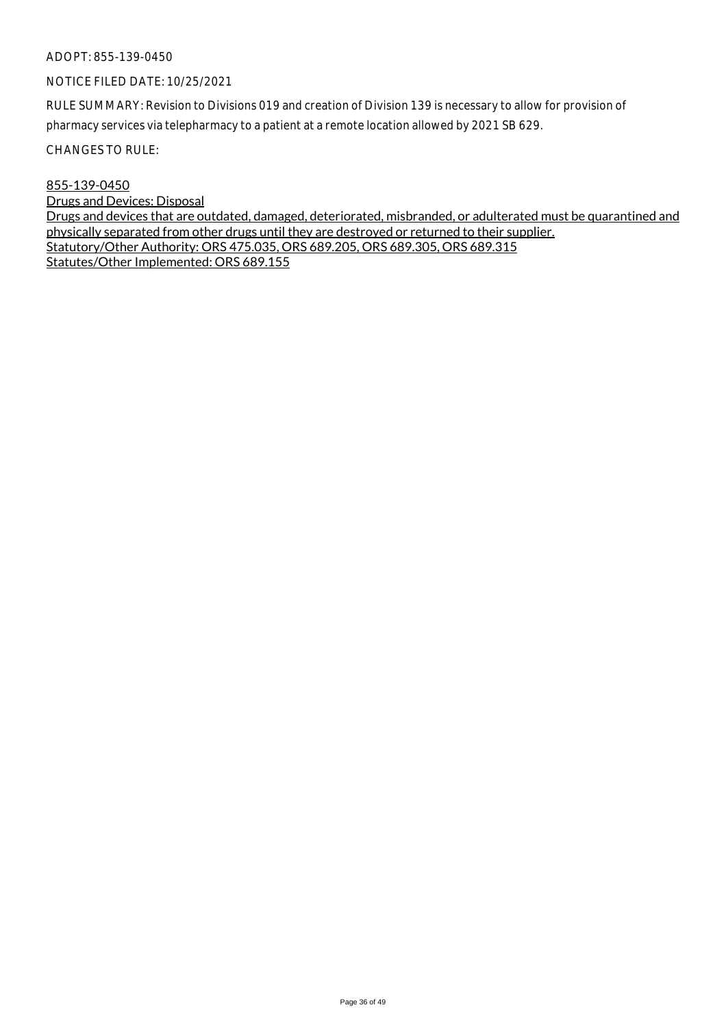ADOPT: 855-139-0450

NOTICE FILED DATE: 10/25/2021

RULE SUMMARY: Revision to Divisions 019 and creation of Division 139 is necessary to allow for provision of pharmacy services via telepharmacy to a patient at a remote location allowed by 2021 SB 629.

CHANGES TO RULE:

855-139-0450
Drugs and Devices: Disposal
Drugs and devices that are outdated, damaged, deteriorated, misbranded, or adulterated must be quarantined and physically separated from other drugs until they are destroyed or returned to their supplier.
Statutory/Other Authority: ORS 475.035, ORS 689.205, ORS 689.305, ORS 689.315
Statutes/Other Implemented: ORS 689.155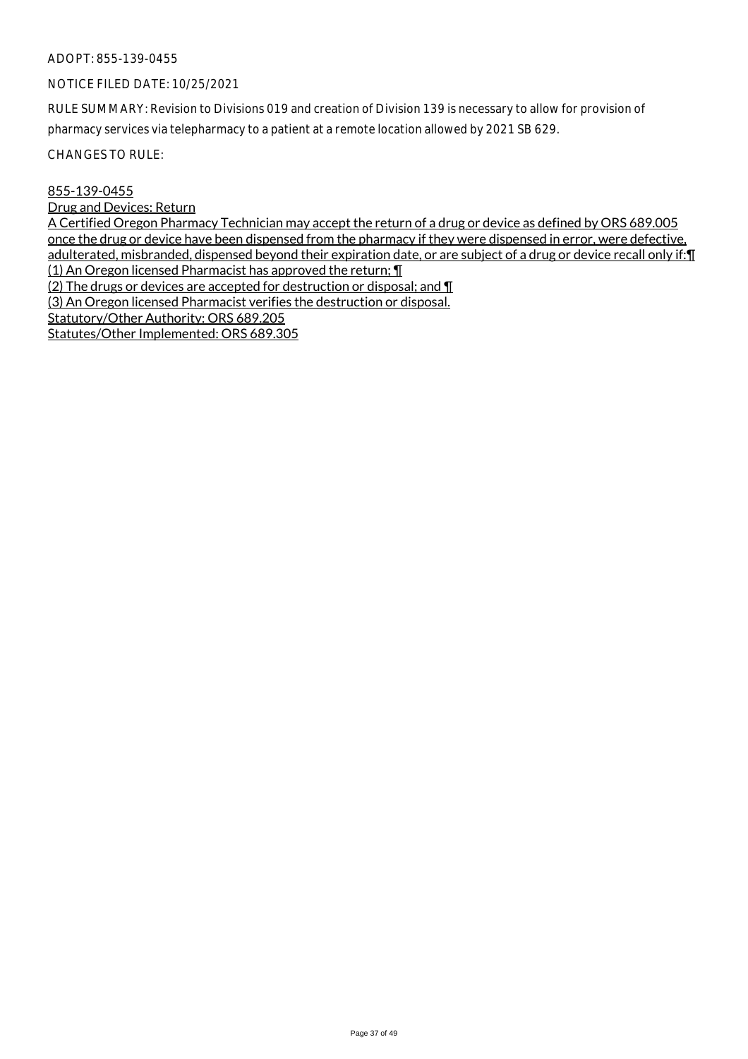ADOPT: 855-139-0455

NOTICE FILED DATE: 10/25/2021

RULE SUMMARY: Revision to Divisions 019 and creation of Division 139 is necessary to allow for provision of pharmacy services via telepharmacy to a patient at a remote location allowed by 2021 SB 629.

CHANGES TO RULE:

855-139-0455

Drug and Devices: Return

A Certified Oregon Pharmacy Technician may accept the return of a drug or device as defined by ORS 689.005 once the drug or device have been dispensed from the pharmacy if they were dispensed in error, were defective, adulterated, misbranded, dispensed beyond their expiration date, or are subject of a drug or device recall only if:¶

(1) An Oregon licensed Pharmacist has approved the return; ¶

(2) The drugs or devices are accepted for destruction or disposal; and ¶

(3) An Oregon licensed Pharmacist verifies the destruction or disposal.

Statutory/Other Authority: ORS 689.205

Statutes/Other Implemented: ORS 689.305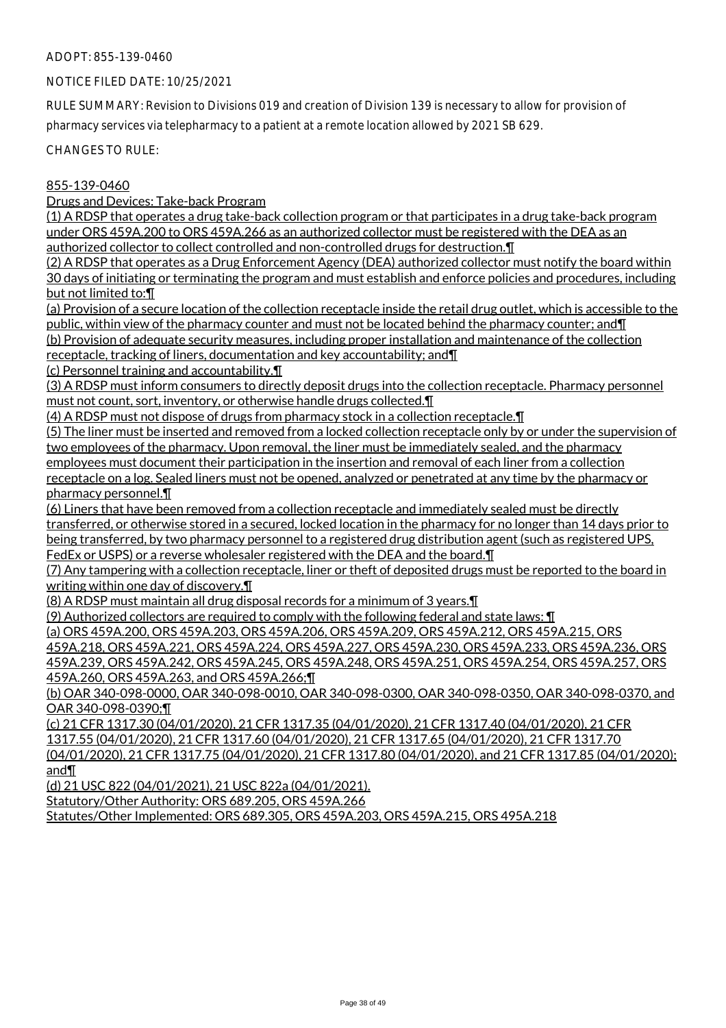ADOPT: 855-139-0460

NOTICE FILED DATE: 10/25/2021

RULE SUMMARY: Revision to Divisions 019 and creation of Division 139 is necessary to allow for provision of pharmacy services via telepharmacy to a patient at a remote location allowed by 2021 SB 629.

CHANGES TO RULE:

855-139-0460

Drugs and Devices: Take-back Program

(1) A RDSP that operates a drug take-back collection program or that participates in a drug take-back program under ORS 459A.200 to ORS 459A.266 as an authorized collector must be registered with the DEA as an authorized collector to collect controlled and non-controlled drugs for destruction.¶

(2) A RDSP that operates as a Drug Enforcement Agency (DEA) authorized collector must notify the board within 30 days of initiating or terminating the program and must establish and enforce policies and procedures, including but not limited to:¶

(a) Provision of a secure location of the collection receptacle inside the retail drug outlet, which is accessible to the public, within view of the pharmacy counter and must not be located behind the pharmacy counter; and¶

(b) Provision of adequate security measures, including proper installation and maintenance of the collection receptacle, tracking of liners, documentation and key accountability; and¶

(c) Personnel training and accountability.¶

(3) A RDSP must inform consumers to directly deposit drugs into the collection receptacle. Pharmacy personnel must not count, sort, inventory, or otherwise handle drugs collected.¶

(4) A RDSP must not dispose of drugs from pharmacy stock in a collection receptacle.¶

(5) The liner must be inserted and removed from a locked collection receptacle only by or under the supervision of two employees of the pharmacy. Upon removal, the liner must be immediately sealed, and the pharmacy employees must document their participation in the insertion and removal of each liner from a collection receptacle on a log. Sealed liners must not be opened, analyzed or penetrated at any time by the pharmacy or pharmacy personnel.¶

(6) Liners that have been removed from a collection receptacle and immediately sealed must be directly transferred, or otherwise stored in a secured, locked location in the pharmacy for no longer than 14 days prior to being transferred, by two pharmacy personnel to a registered drug distribution agent (such as registered UPS, FedEx or USPS) or a reverse wholesaler registered with the DEA and the board.¶

(7) Any tampering with a collection receptacle, liner or theft of deposited drugs must be reported to the board in writing within one day of discovery.¶

(8) A RDSP must maintain all drug disposal records for a minimum of 3 years.¶

(9) Authorized collectors are required to comply with the following federal and state laws: ¶

(a) ORS 459A.200, ORS 459A.203, ORS 459A.206, ORS 459A.209, ORS 459A.212, ORS 459A.215, ORS 459A.218, ORS 459A.221, ORS 459A.224, ORS 459A.227, ORS 459A.230, ORS 459A.233, ORS 459A.236, ORS 459A.239, ORS 459A.242, ORS 459A.245, ORS 459A.248, ORS 459A.251, ORS 459A.254, ORS 459A.257, ORS 459A.260, ORS 459A.263, and ORS 459A.266;¶

(b) OAR 340-098-0000, OAR 340-098-0010, OAR 340-098-0300, OAR 340-098-0350, OAR 340-098-0370, and OAR 340-098-0390;¶

(c) 21 CFR 1317.30 (04/01/2020), 21 CFR 1317.35 (04/01/2020), 21 CFR 1317.40 (04/01/2020), 21 CFR 1317.55 (04/01/2020), 21 CFR 1317.60 (04/01/2020), 21 CFR 1317.65 (04/01/2020), 21 CFR 1317.70 (04/01/2020), 21 CFR 1317.75 (04/01/2020), 21 CFR 1317.80 (04/01/2020), and 21 CFR 1317.85 (04/01/2020); and¶

(d) 21 USC 822 (04/01/2021), 21 USC 822a (04/01/2021).

Statutory/Other Authority: ORS 689.205, ORS 459A.266

Statutes/Other Implemented: ORS 689.305, ORS 459A.203, ORS 459A.215, ORS 495A.218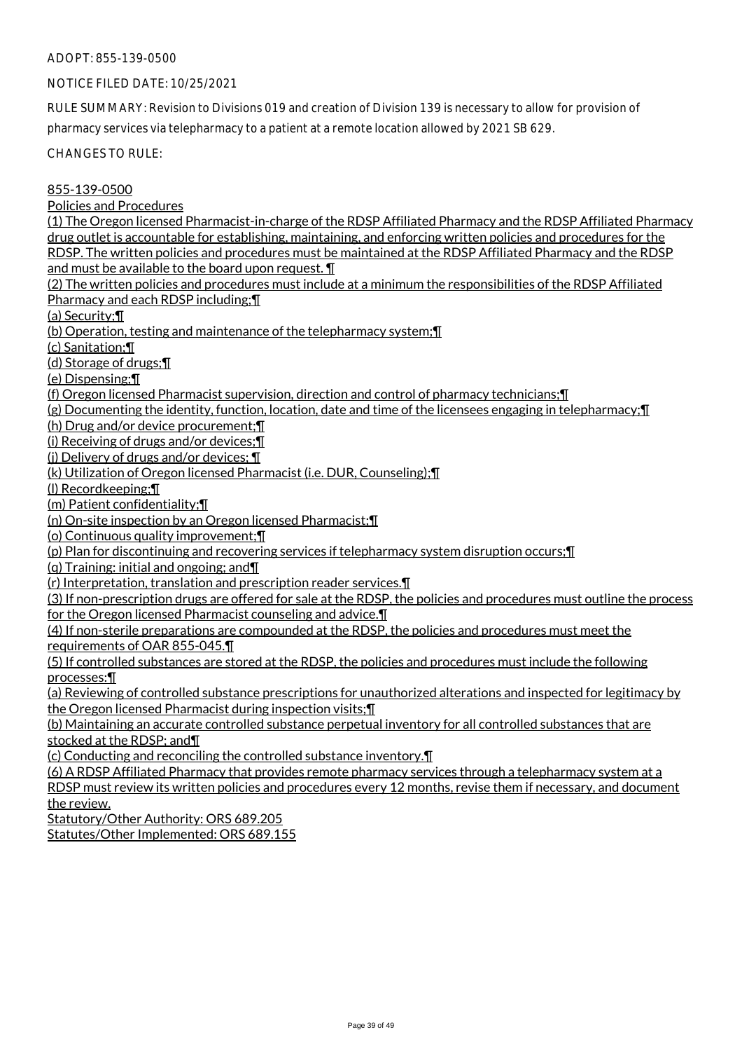ADOPT: 855-139-0500

NOTICE FILED DATE: 10/25/2021

RULE SUMMARY: Revision to Divisions 019 and creation of Division 139 is necessary to allow for provision of pharmacy services via telepharmacy to a patient at a remote location allowed by 2021 SB 629.

CHANGES TO RULE:

855-139-0500
Policies and Procedures
(1) The Oregon licensed Pharmacist-in-charge of the RDSP Affiliated Pharmacy and the RDSP Affiliated Pharmacy drug outlet is accountable for establishing, maintaining, and enforcing written policies and procedures for the RDSP. The written policies and procedures must be maintained at the RDSP Affiliated Pharmacy and the RDSP and must be available to the board upon request. ¶
(2) The written policies and procedures must include at a minimum the responsibilities of the RDSP Affiliated Pharmacy and each RDSP including;¶
(a) Security;¶
(b) Operation, testing and maintenance of the telepharmacy system;¶
(c) Sanitation;¶
(d) Storage of drugs;¶
(e) Dispensing;¶
(f) Oregon licensed Pharmacist supervision, direction and control of pharmacy technicians;¶
(g) Documenting the identity, function, location, date and time of the licensees engaging in telepharmacy;¶
(h) Drug and/or device procurement;¶
(i) Receiving of drugs and/or devices;¶
(j) Delivery of drugs and/or devices; ¶
(k) Utilization of Oregon licensed Pharmacist (i.e. DUR, Counseling);¶
(l) Recordkeeping;¶
(m) Patient confidentiality;¶
(n) On-site inspection by an Oregon licensed Pharmacist;¶
(o) Continuous quality improvement;¶
(p) Plan for discontinuing and recovering services if telepharmacy system disruption occurs;¶
(q) Training: initial and ongoing; and¶
(r) Interpretation, translation and prescription reader services.¶
(3) If non-prescription drugs are offered for sale at the RDSP, the policies and procedures must outline the process for the Oregon licensed Pharmacist counseling and advice.¶
(4) If non-sterile preparations are compounded at the RDSP, the policies and procedures must meet the requirements of OAR 855-045.¶
(5) If controlled substances are stored at the RDSP, the policies and procedures must include the following processes:¶
(a) Reviewing of controlled substance prescriptions for unauthorized alterations and inspected for legitimacy by the Oregon licensed Pharmacist during inspection visits;¶
(b) Maintaining an accurate controlled substance perpetual inventory for all controlled substances that are stocked at the RDSP; and¶
(c) Conducting and reconciling the controlled substance inventory.¶
(6) A RDSP Affiliated Pharmacy that provides remote pharmacy services through a telepharmacy system at a RDSP must review its written policies and procedures every 12 months, revise them if necessary, and document the review.
Statutory/Other Authority: ORS 689.205
Statutes/Other Implemented: ORS 689.155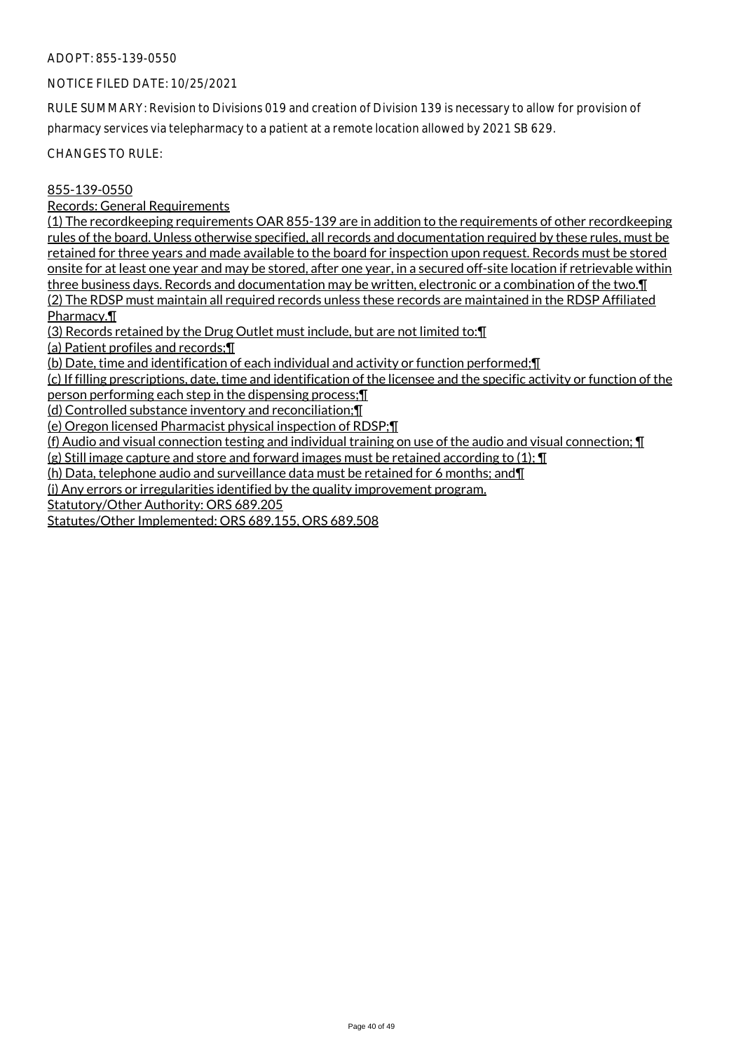ADOPT: 855-139-0550

NOTICE FILED DATE: 10/25/2021

RULE SUMMARY: Revision to Divisions 019 and creation of Division 139 is necessary to allow for provision of pharmacy services via telepharmacy to a patient at a remote location allowed by 2021 SB 629.

CHANGES TO RULE:

855-139-0550

Records: General Requirements

(1) The recordkeeping requirements OAR 855-139 are in addition to the requirements of other recordkeeping rules of the board. Unless otherwise specified, all records and documentation required by these rules, must be retained for three years and made available to the board for inspection upon request. Records must be stored onsite for at least one year and may be stored, after one year, in a secured off-site location if retrievable within three business days. Records and documentation may be written, electronic or a combination of the two.¶

(2) The RDSP must maintain all required records unless these records are maintained in the RDSP Affiliated Pharmacy.¶

(3) Records retained by the Drug Outlet must include, but are not limited to:¶

(a) Patient profiles and records;¶

(b) Date, time and identification of each individual and activity or function performed;¶

(c) If filling prescriptions, date, time and identification of the licensee and the specific activity or function of the person performing each step in the dispensing process;¶

(d) Controlled substance inventory and reconciliation;¶

(e) Oregon licensed Pharmacist physical inspection of RDSP;¶

(f) Audio and visual connection testing and individual training on use of the audio and visual connection; ¶

(g) Still image capture and store and forward images must be retained according to (1); ¶

(h) Data, telephone audio and surveillance data must be retained for 6 months; and¶

(i) Any errors or irregularities identified by the quality improvement program.

Statutory/Other Authority: ORS 689.205

Statutes/Other Implemented: ORS 689.155, ORS 689.508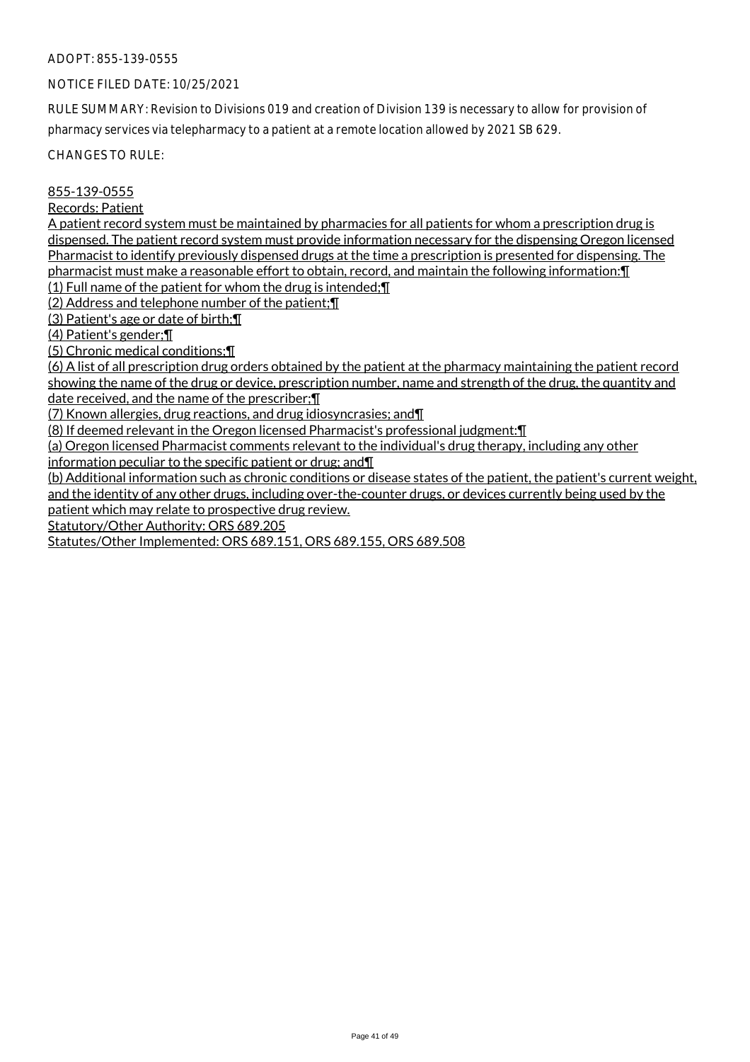ADOPT: 855-139-0555

NOTICE FILED DATE: 10/25/2021

RULE SUMMARY: Revision to Divisions 019 and creation of Division 139 is necessary to allow for provision of pharmacy services via telepharmacy to a patient at a remote location allowed by 2021 SB 629.

CHANGES TO RULE:

855-139-0555

Records: Patient

A patient record system must be maintained by pharmacies for all patients for whom a prescription drug is dispensed. The patient record system must provide information necessary for the dispensing Oregon licensed Pharmacist to identify previously dispensed drugs at the time a prescription is presented for dispensing. The pharmacist must make a reasonable effort to obtain, record, and maintain the following information:¶

(1) Full name of the patient for whom the drug is intended;¶

(2) Address and telephone number of the patient;¶

(3) Patient's age or date of birth;¶

(4) Patient's gender;¶

(5) Chronic medical conditions;¶

(6) A list of all prescription drug orders obtained by the patient at the pharmacy maintaining the patient record showing the name of the drug or device, prescription number, name and strength of the drug, the quantity and date received, and the name of the prescriber;¶

(7) Known allergies, drug reactions, and drug idiosyncrasies; and¶

(8) If deemed relevant in the Oregon licensed Pharmacist's professional judgment:¶

(a) Oregon licensed Pharmacist comments relevant to the individual's drug therapy, including any other information peculiar to the specific patient or drug; and¶

(b) Additional information such as chronic conditions or disease states of the patient, the patient's current weight, and the identity of any other drugs, including over-the-counter drugs, or devices currently being used by the patient which may relate to prospective drug review.

Statutory/Other Authority: ORS 689.205

Statutes/Other Implemented: ORS 689.151, ORS 689.155, ORS 689.508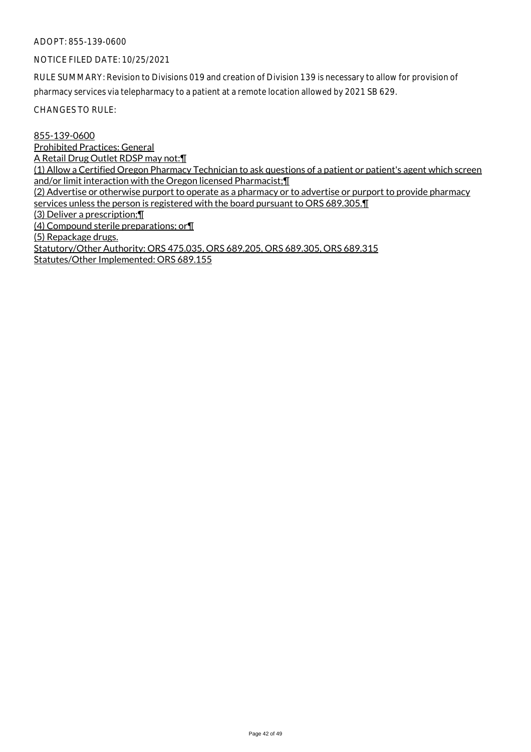ADOPT: 855-139-0600

NOTICE FILED DATE: 10/25/2021

RULE SUMMARY: Revision to Divisions 019 and creation of Division 139 is necessary to allow for provision of pharmacy services via telepharmacy to a patient at a remote location allowed by 2021 SB 629.

CHANGES TO RULE:

855-139-0600
Prohibited Practices: General
A Retail Drug Outlet RDSP may not:¶
(1) Allow a Certified Oregon Pharmacy Technician to ask questions of a patient or patient's agent which screen and/or limit interaction with the Oregon licensed Pharmacist;¶
(2) Advertise or otherwise purport to operate as a pharmacy or to advertise or purport to provide pharmacy services unless the person is registered with the board pursuant to ORS 689.305.¶
(3) Deliver a prescription;¶
(4) Compound sterile preparations; or¶
(5) Repackage drugs.
Statutory/Other Authority: ORS 475.035, ORS 689.205, ORS 689.305, ORS 689.315
Statutes/Other Implemented: ORS 689.155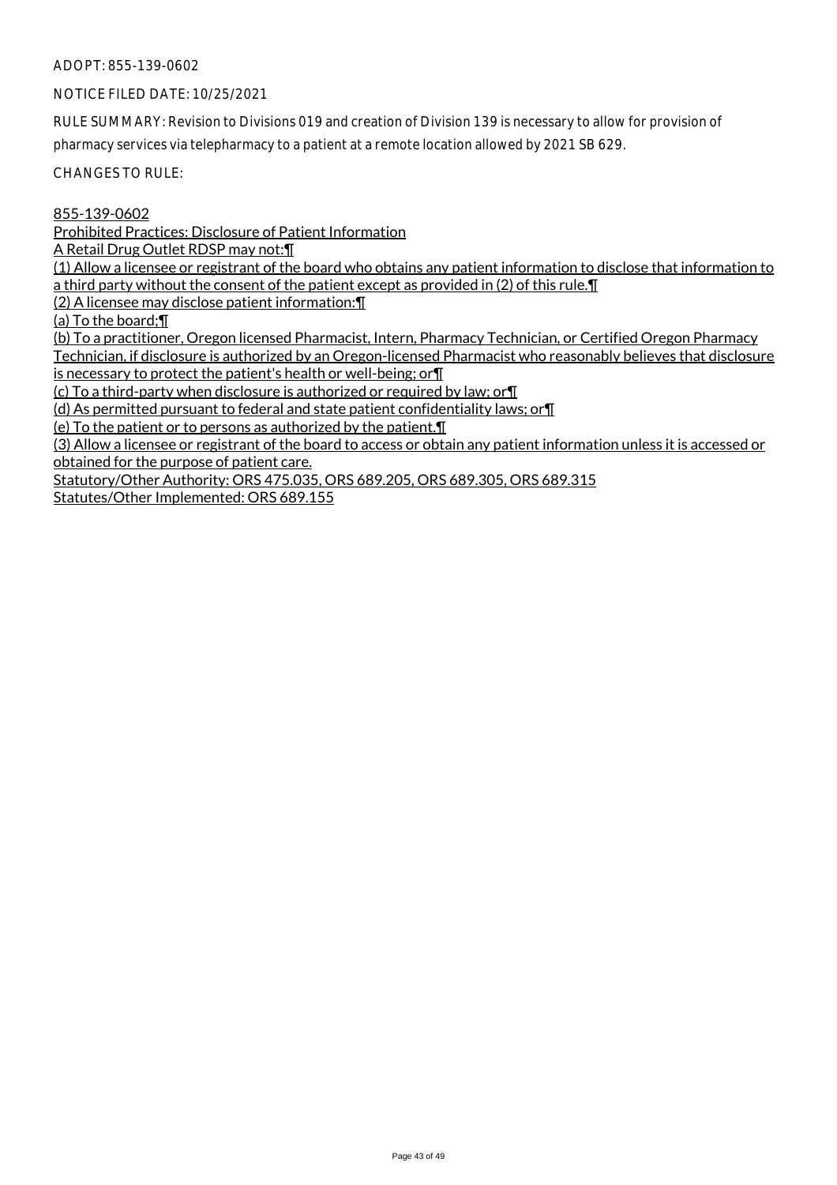ADOPT: 855-139-0602

NOTICE FILED DATE: 10/25/2021

RULE SUMMARY: Revision to Divisions 019 and creation of Division 139 is necessary to allow for provision of pharmacy services via telepharmacy to a patient at a remote location allowed by 2021 SB 629.

CHANGES TO RULE:

855-139-0602

Prohibited Practices: Disclosure of Patient Information

A Retail Drug Outlet RDSP may not:¶

(1) Allow a licensee or registrant of the board who obtains any patient information to disclose that information to a third party without the consent of the patient except as provided in (2) of this rule.¶

(2) A licensee may disclose patient information:¶

(a) To the board;¶

(b) To a practitioner, Oregon licensed Pharmacist, Intern, Pharmacy Technician, or Certified Oregon Pharmacy Technician, if disclosure is authorized by an Oregon-licensed Pharmacist who reasonably believes that disclosure is necessary to protect the patient's health or well-being; or¶

(c) To a third-party when disclosure is authorized or required by law; or¶

(d) As permitted pursuant to federal and state patient confidentiality laws; or¶

(e) To the patient or to persons as authorized by the patient.¶

(3) Allow a licensee or registrant of the board to access or obtain any patient information unless it is accessed or obtained for the purpose of patient care.

Statutory/Other Authority: ORS 475.035, ORS 689.205, ORS 689.305, ORS 689.315

Statutes/Other Implemented: ORS 689.155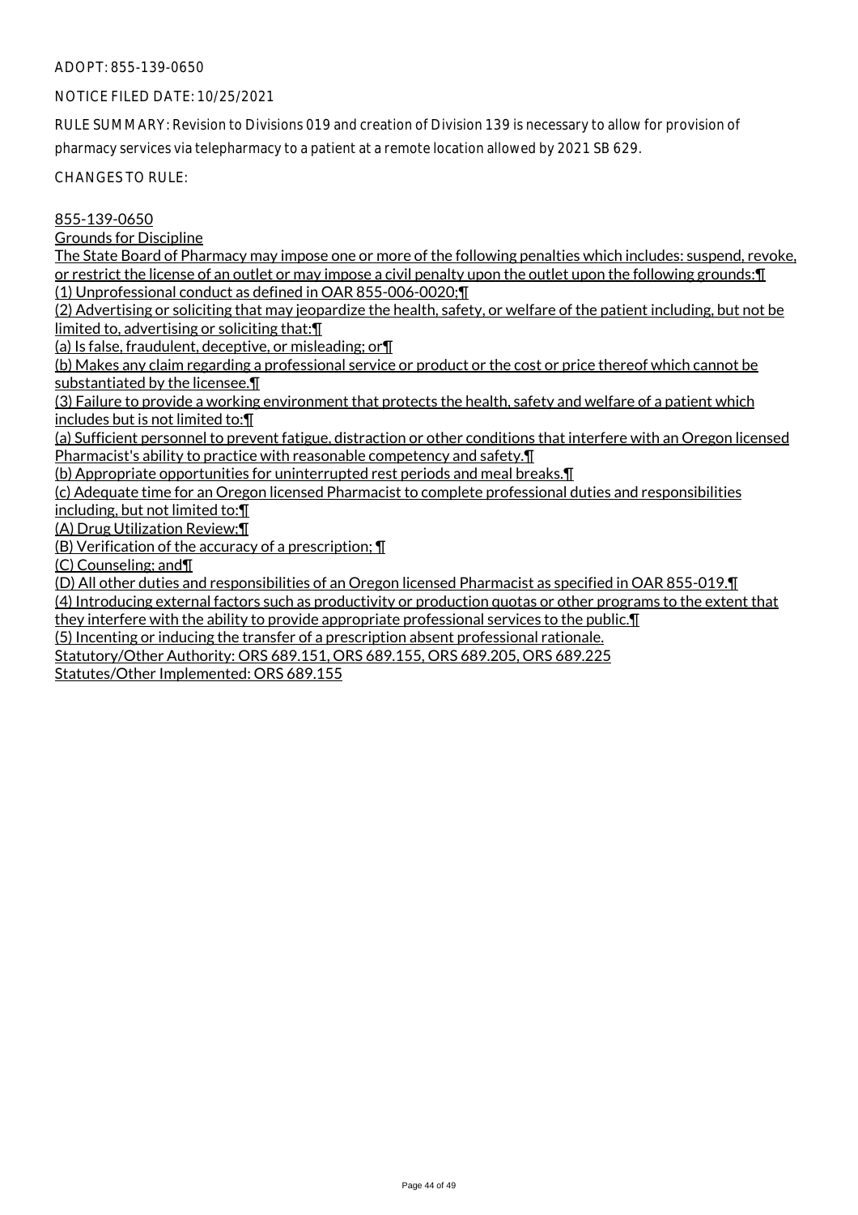ADOPT: 855-139-0650

NOTICE FILED DATE: 10/25/2021

RULE SUMMARY: Revision to Divisions 019 and creation of Division 139 is necessary to allow for provision of pharmacy services via telepharmacy to a patient at a remote location allowed by 2021 SB 629.

CHANGES TO RULE:

855-139-0650

Grounds for Discipline

The State Board of Pharmacy may impose one or more of the following penalties which includes: suspend, revoke, or restrict the license of an outlet or may impose a civil penalty upon the outlet upon the following grounds:¶

(1) Unprofessional conduct as defined in OAR 855-006-0020;¶

(2) Advertising or soliciting that may jeopardize the health, safety, or welfare of the patient including, but not be limited to, advertising or soliciting that:¶

(a) Is false, fraudulent, deceptive, or misleading; or¶

(b) Makes any claim regarding a professional service or product or the cost or price thereof which cannot be substantiated by the licensee.¶

(3) Failure to provide a working environment that protects the health, safety and welfare of a patient which includes but is not limited to:¶

(a) Sufficient personnel to prevent fatigue, distraction or other conditions that interfere with an Oregon licensed Pharmacist's ability to practice with reasonable competency and safety.¶

(b) Appropriate opportunities for uninterrupted rest periods and meal breaks.¶

(c) Adequate time for an Oregon licensed Pharmacist to complete professional duties and responsibilities including, but not limited to:¶

(A) Drug Utilization Review;¶

(B) Verification of the accuracy of a prescription; ¶

(C) Counseling; and¶

(D) All other duties and responsibilities of an Oregon licensed Pharmacist as specified in OAR 855-019.¶

(4) Introducing external factors such as productivity or production quotas or other programs to the extent that they interfere with the ability to provide appropriate professional services to the public.¶

(5) Incenting or inducing the transfer of a prescription absent professional rationale.

Statutory/Other Authority: ORS 689.151, ORS 689.155, ORS 689.205, ORS 689.225

Statutes/Other Implemented: ORS 689.155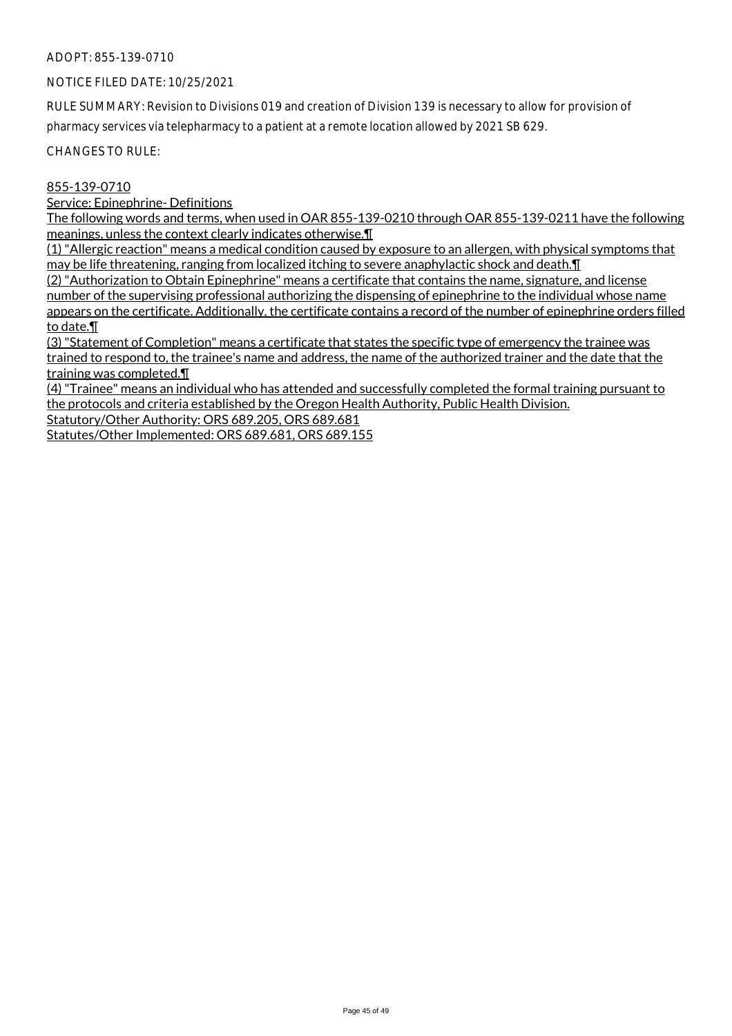ADOPT: 855-139-0710

NOTICE FILED DATE: 10/25/2021

RULE SUMMARY: Revision to Divisions 019 and creation of Division 139 is necessary to allow for provision of pharmacy services via telepharmacy to a patient at a remote location allowed by 2021 SB 629.

CHANGES TO RULE:

855-139-0710

Service: Epinephrine- Definitions

The following words and terms, when used in OAR 855-139-0210 through OAR 855-139-0211 have the following meanings, unless the context clearly indicates otherwise.¶

(1) "Allergic reaction" means a medical condition caused by exposure to an allergen, with physical symptoms that may be life threatening, ranging from localized itching to severe anaphylactic shock and death.¶

(2) "Authorization to Obtain Epinephrine" means a certificate that contains the name, signature, and license number of the supervising professional authorizing the dispensing of epinephrine to the individual whose name appears on the certificate. Additionally, the certificate contains a record of the number of epinephrine orders filled to date.¶

(3) "Statement of Completion" means a certificate that states the specific type of emergency the trainee was trained to respond to, the trainee's name and address, the name of the authorized trainer and the date that the training was completed.¶

(4) "Trainee" means an individual who has attended and successfully completed the formal training pursuant to the protocols and criteria established by the Oregon Health Authority, Public Health Division.

Statutory/Other Authority: ORS 689.205, ORS 689.681

Statutes/Other Implemented: ORS 689.681, ORS 689.155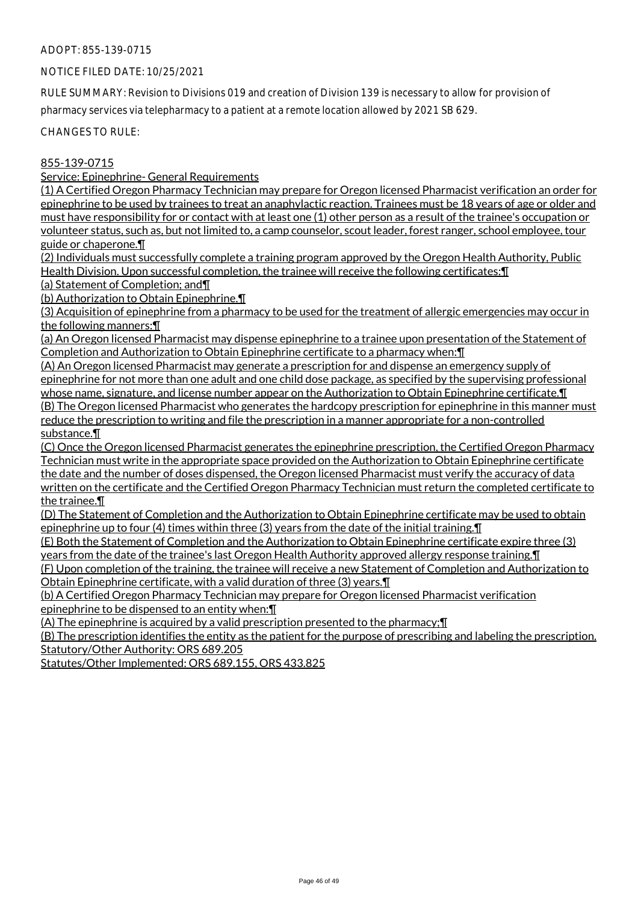ADOPT: 855-139-0715

NOTICE FILED DATE: 10/25/2021

RULE SUMMARY: Revision to Divisions 019 and creation of Division 139 is necessary to allow for provision of pharmacy services via telepharmacy to a patient at a remote location allowed by 2021 SB 629.

CHANGES TO RULE:

855-139-0715

Service: Epinephrine- General Requirements

(1) A Certified Oregon Pharmacy Technician may prepare for Oregon licensed Pharmacist verification an order for epinephrine to be used by trainees to treat an anaphylactic reaction. Trainees must be 18 years of age or older and must have responsibility for or contact with at least one (1) other person as a result of the trainee's occupation or volunteer status, such as, but not limited to, a camp counselor, scout leader, forest ranger, school employee, tour guide or chaperone.¶

(2) Individuals must successfully complete a training program approved by the Oregon Health Authority, Public Health Division. Upon successful completion, the trainee will receive the following certificates:¶

(a) Statement of Completion; and¶

(b) Authorization to Obtain Epinephrine.¶

(3) Acquisition of epinephrine from a pharmacy to be used for the treatment of allergic emergencies may occur in the following manners:¶

(a) An Oregon licensed Pharmacist may dispense epinephrine to a trainee upon presentation of the Statement of Completion and Authorization to Obtain Epinephrine certificate to a pharmacy when:¶

(A) An Oregon licensed Pharmacist may generate a prescription for and dispense an emergency supply of epinephrine for not more than one adult and one child dose package, as specified by the supervising professional whose name, signature, and license number appear on the Authorization to Obtain Epinephrine certificate.¶

(B) The Oregon licensed Pharmacist who generates the hardcopy prescription for epinephrine in this manner must reduce the prescription to writing and file the prescription in a manner appropriate for a non-controlled substance.¶

(C) Once the Oregon licensed Pharmacist generates the epinephrine prescription, the Certified Oregon Pharmacy Technician must write in the appropriate space provided on the Authorization to Obtain Epinephrine certificate the date and the number of doses dispensed, the Oregon licensed Pharmacist must verify the accuracy of data written on the certificate and the Certified Oregon Pharmacy Technician must return the completed certificate to the trainee.¶

(D) The Statement of Completion and the Authorization to Obtain Epinephrine certificate may be used to obtain epinephrine up to four (4) times within three (3) years from the date of the initial training.¶

(E) Both the Statement of Completion and the Authorization to Obtain Epinephrine certificate expire three (3) years from the date of the trainee's last Oregon Health Authority approved allergy response training.¶

(F) Upon completion of the training, the trainee will receive a new Statement of Completion and Authorization to Obtain Epinephrine certificate, with a valid duration of three (3) years.¶

(b) A Certified Oregon Pharmacy Technician may prepare for Oregon licensed Pharmacist verification epinephrine to be dispensed to an entity when:¶

(A) The epinephrine is acquired by a valid prescription presented to the pharmacy;¶

(B) The prescription identifies the entity as the patient for the purpose of prescribing and labeling the prescription.

Statutory/Other Authority: ORS 689.205

Statutes/Other Implemented: ORS 689.155, ORS 433.825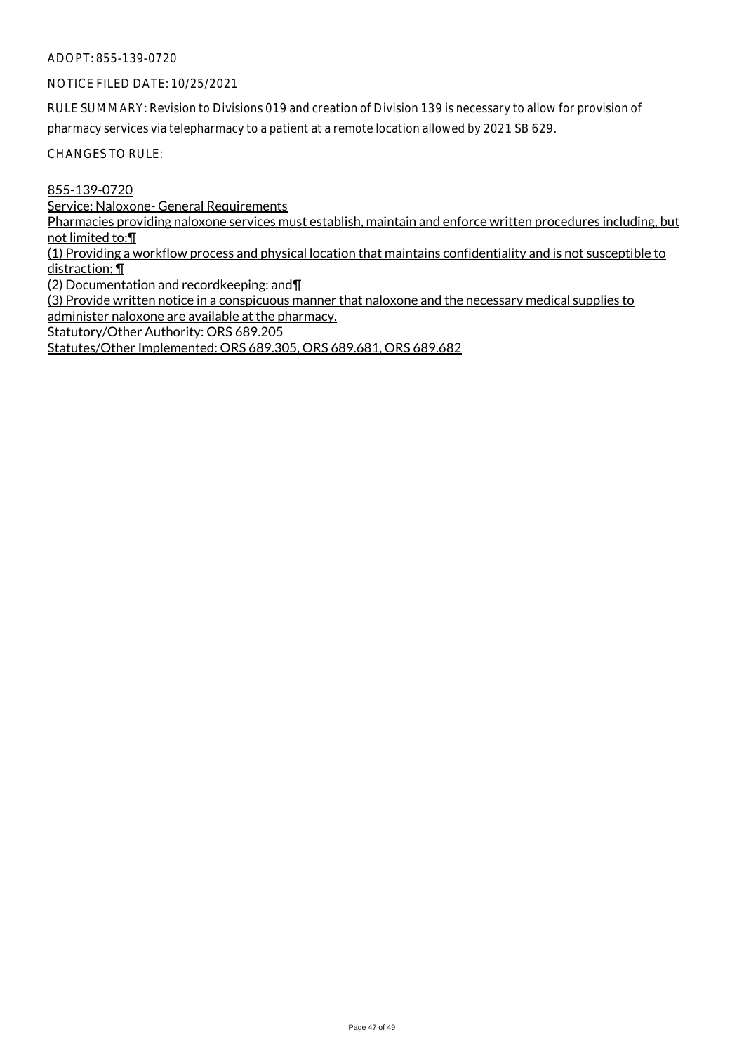ADOPT: 855-139-0720

NOTICE FILED DATE: 10/25/2021

RULE SUMMARY: Revision to Divisions 019 and creation of Division 139 is necessary to allow for provision of pharmacy services via telepharmacy to a patient at a remote location allowed by 2021 SB 629.

CHANGES TO RULE:

855-139-0720

Service: Naloxone- General Requirements

Pharmacies providing naloxone services must establish, maintain and enforce written procedures including, but not limited to:¶

(1) Providing a workflow process and physical location that maintains confidentiality and is not susceptible to distraction; ¶

(2) Documentation and recordkeeping; and¶

(3) Provide written notice in a conspicuous manner that naloxone and the necessary medical supplies to administer naloxone are available at the pharmacy.

Statutory/Other Authority: ORS 689.205

Statutes/Other Implemented: ORS 689.305, ORS 689.681, ORS 689.682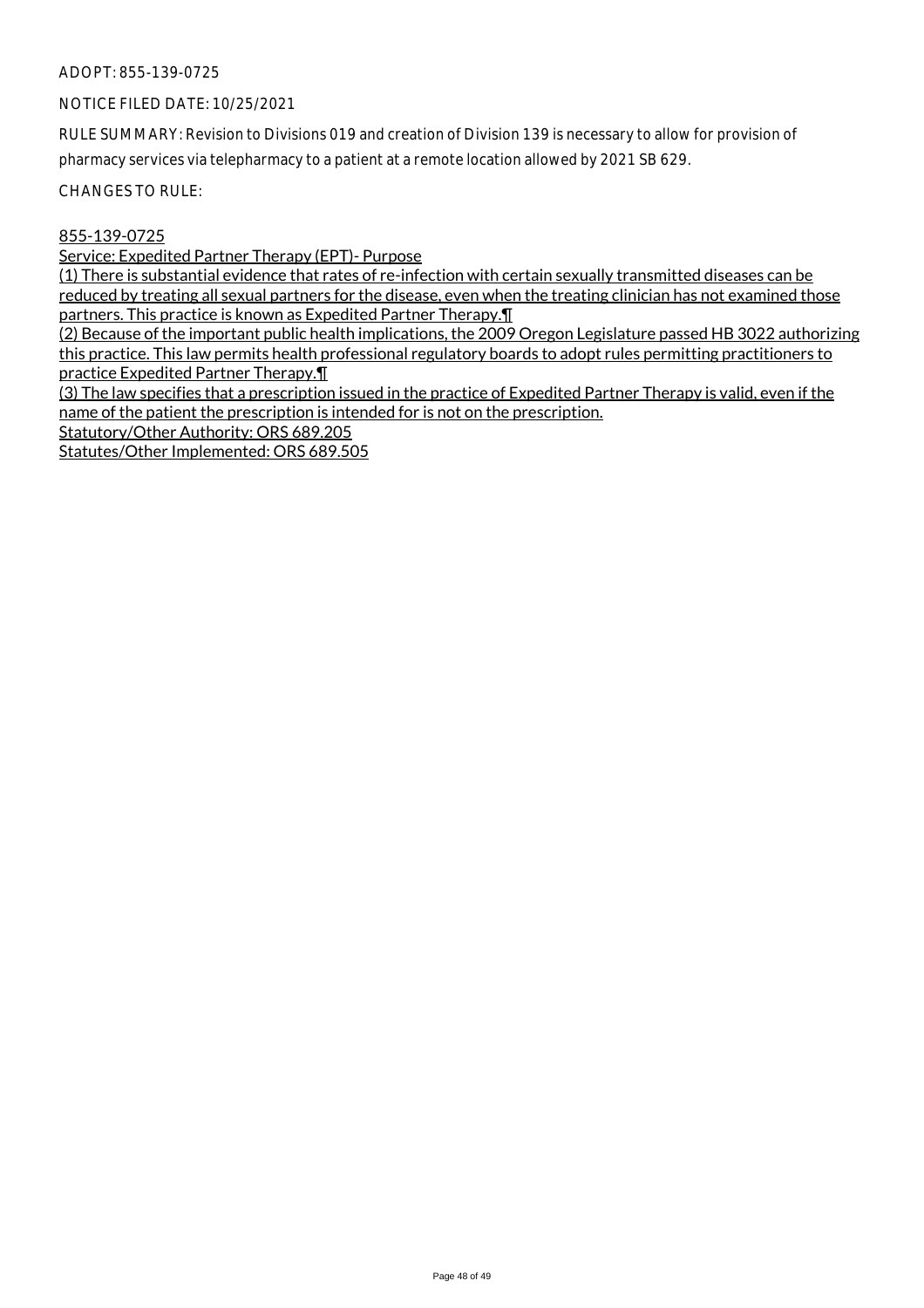ADOPT: 855-139-0725

NOTICE FILED DATE: 10/25/2021

RULE SUMMARY: Revision to Divisions 019 and creation of Division 139 is necessary to allow for provision of pharmacy services via telepharmacy to a patient at a remote location allowed by 2021 SB 629.

CHANGES TO RULE:

855-139-0725

Service: Expedited Partner Therapy (EPT)- Purpose

(1) There is substantial evidence that rates of re-infection with certain sexually transmitted diseases can be reduced by treating all sexual partners for the disease, even when the treating clinician has not examined those partners. This practice is known as Expedited Partner Therapy.¶

(2) Because of the important public health implications, the 2009 Oregon Legislature passed HB 3022 authorizing this practice. This law permits health professional regulatory boards to adopt rules permitting practitioners to practice Expedited Partner Therapy.¶

(3) The law specifies that a prescription issued in the practice of Expedited Partner Therapy is valid, even if the name of the patient the prescription is intended for is not on the prescription.

Statutory/Other Authority: ORS 689.205

Statutes/Other Implemented: ORS 689.505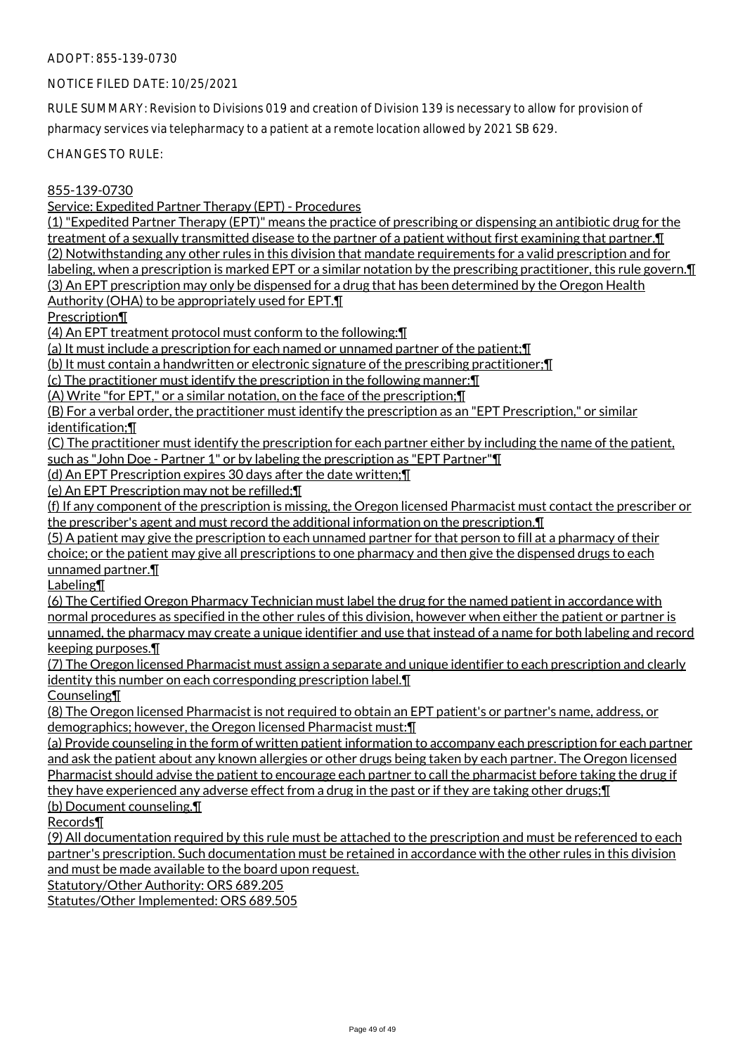ADOPT: 855-139-0730

NOTICE FILED DATE: 10/25/2021

RULE SUMMARY: Revision to Divisions 019 and creation of Division 139 is necessary to allow for provision of pharmacy services via telepharmacy to a patient at a remote location allowed by 2021 SB 629.

CHANGES TO RULE:

855-139-0730

Service: Expedited Partner Therapy (EPT) - Procedures

(1) "Expedited Partner Therapy (EPT)" means the practice of prescribing or dispensing an antibiotic drug for the treatment of a sexually transmitted disease to the partner of a patient without first examining that partner.¶

(2) Notwithstanding any other rules in this division that mandate requirements for a valid prescription and for labeling, when a prescription is marked EPT or a similar notation by the prescribing practitioner, this rule govern.¶

(3) An EPT prescription may only be dispensed for a drug that has been determined by the Oregon Health Authority (OHA) to be appropriately used for EPT.¶

Prescription¶

(4) An EPT treatment protocol must conform to the following:¶

(a) It must include a prescription for each named or unnamed partner of the patient;¶

(b) It must contain a handwritten or electronic signature of the prescribing practitioner;¶

(c) The practitioner must identify the prescription in the following manner:¶

(A) Write "for EPT," or a similar notation, on the face of the prescription;¶

(B) For a verbal order, the practitioner must identify the prescription as an "EPT Prescription," or similar identification;¶

(C) The practitioner must identify the prescription for each partner either by including the name of the patient, such as "John Doe - Partner 1" or by labeling the prescription as "EPT Partner"¶

(d) An EPT Prescription expires 30 days after the date written;¶

(e) An EPT Prescription may not be refilled;¶

(f) If any component of the prescription is missing, the Oregon licensed Pharmacist must contact the prescriber or the prescriber's agent and must record the additional information on the prescription.¶

(5) A patient may give the prescription to each unnamed partner for that person to fill at a pharmacy of their choice; or the patient may give all prescriptions to one pharmacy and then give the dispensed drugs to each unnamed partner.¶

Labeling¶

(6) The Certified Oregon Pharmacy Technician must label the drug for the named patient in accordance with normal procedures as specified in the other rules of this division, however when either the patient or partner is unnamed, the pharmacy may create a unique identifier and use that instead of a name for both labeling and record keeping purposes.¶

(7) The Oregon licensed Pharmacist must assign a separate and unique identifier to each prescription and clearly identity this number on each corresponding prescription label.¶

Counseling¶

(8) The Oregon licensed Pharmacist is not required to obtain an EPT patient's or partner's name, address, or demographics; however, the Oregon licensed Pharmacist must:¶

(a) Provide counseling in the form of written patient information to accompany each prescription for each partner and ask the patient about any known allergies or other drugs being taken by each partner. The Oregon licensed Pharmacist should advise the patient to encourage each partner to call the pharmacist before taking the drug if they have experienced any adverse effect from a drug in the past or if they are taking other drugs;¶

(b) Document counseling.¶

Records¶

(9) All documentation required by this rule must be attached to the prescription and must be referenced to each partner's prescription. Such documentation must be retained in accordance with the other rules in this division and must be made available to the board upon request.

Statutory/Other Authority: ORS 689.205

Statutes/Other Implemented: ORS 689.505